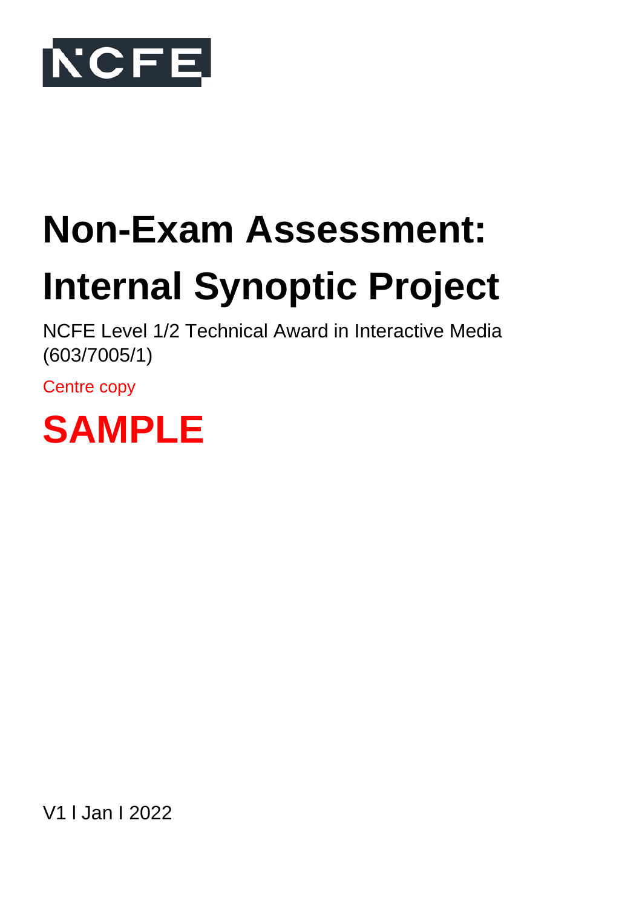NCFE

# Non-Exam Assessment: Internal Synoptic Project

NCFE Level 1/2 Technical Award in Interactive Media (603/7005/1)

Centre copy

**SAMPLE**

V1 l Jan I 2022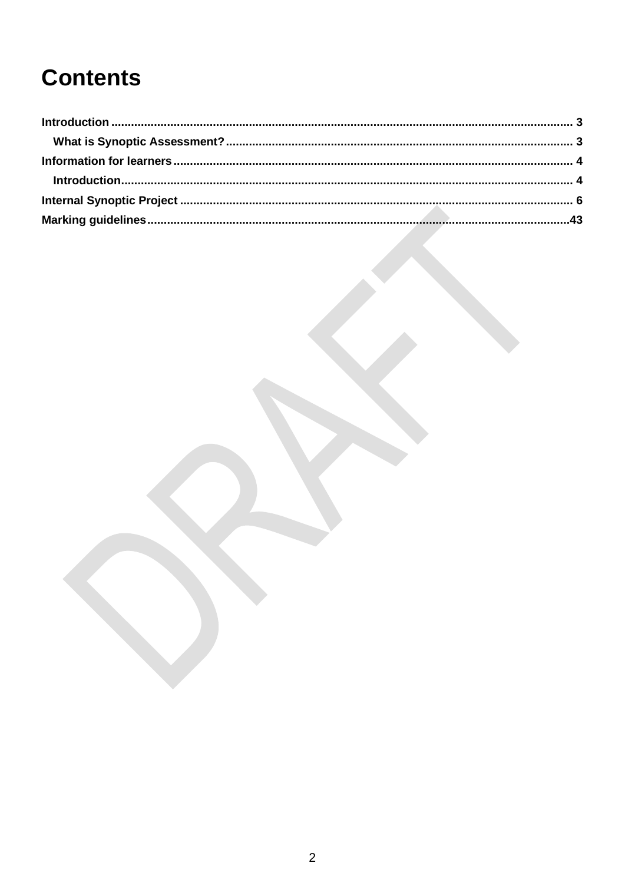# Contents

Introduction .......... 3

- What is Synoptic Assessment? .......... 3

Information for learners .......... 4

- Introduction .......... 4

Internal Synoptic Project .......... 6

Marking guidelines .......... 43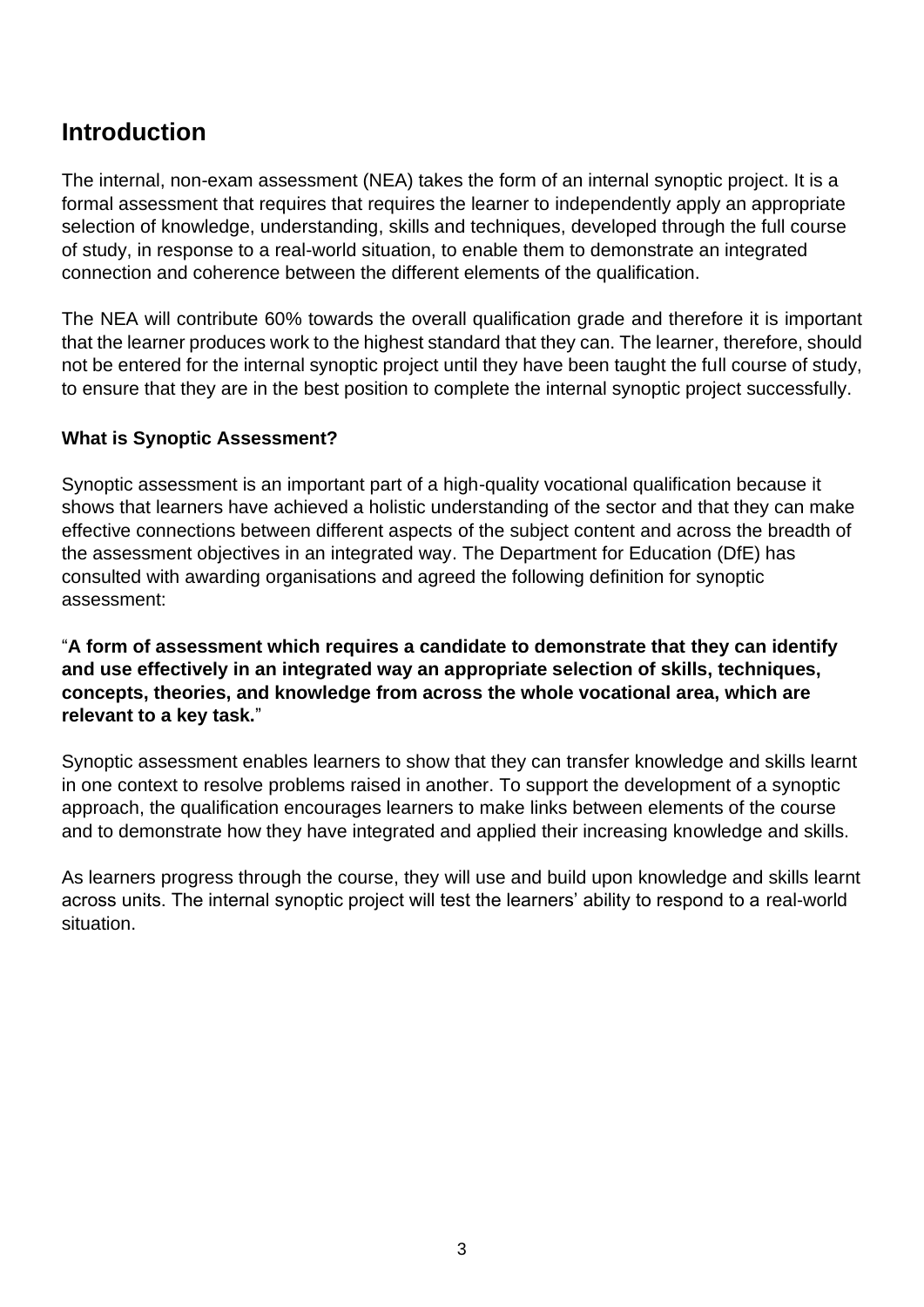## Introduction

The internal, non-exam assessment (NEA) takes the form of an internal synoptic project. It is a formal assessment that requires that requires the learner to independently apply an appropriate selection of knowledge, understanding, skills and techniques, developed through the full course of study, in response to a real-world situation, to enable them to demonstrate an integrated connection and coherence between the different elements of the qualification.

The NEA will contribute 60% towards the overall qualification grade and therefore it is important that the learner produces work to the highest standard that they can. The learner, therefore, should not be entered for the internal synoptic project until they have been taught the full course of study, to ensure that they are in the best position to complete the internal synoptic project successfully.

**What is Synoptic Assessment?**

Synoptic assessment is an important part of a high-quality vocational qualification because it shows that learners have achieved a holistic understanding of the sector and that they can make effective connections between different aspects of the subject content and across the breadth of the assessment objectives in an integrated way. The Department for Education (DfE) has consulted with awarding organisations and agreed the following definition for synoptic assessment:

"**A form of assessment which requires a candidate to demonstrate that they can identify and use effectively in an integrated way an appropriate selection of skills, techniques, concepts, theories, and knowledge from across the whole vocational area, which are relevant to a key task.**"

Synoptic assessment enables learners to show that they can transfer knowledge and skills learnt in one context to resolve problems raised in another. To support the development of a synoptic approach, the qualification encourages learners to make links between elements of the course and to demonstrate how they have integrated and applied their increasing knowledge and skills.

As learners progress through the course, they will use and build upon knowledge and skills learnt across units. The internal synoptic project will test the learners' ability to respond to a real-world situation.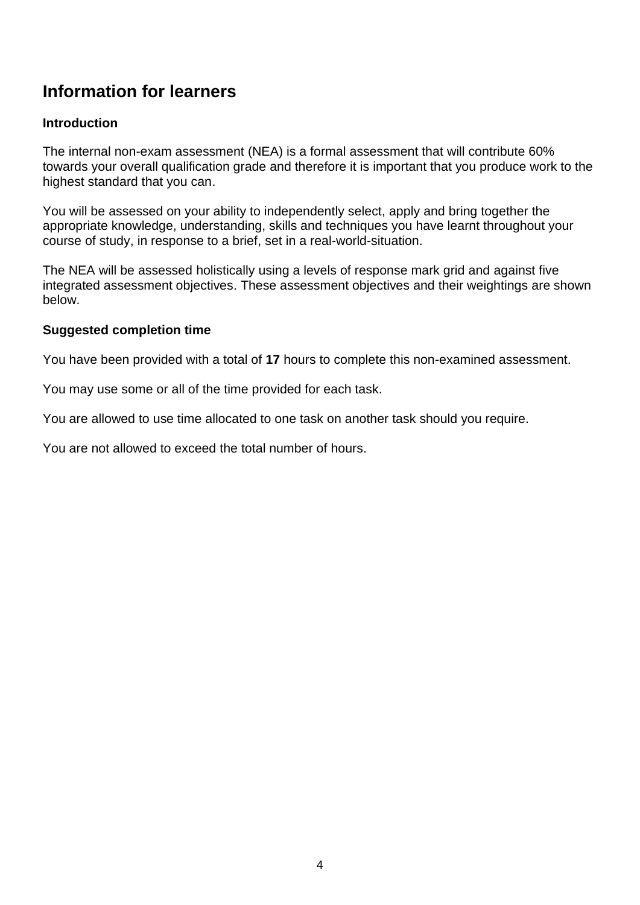## Information for learners

### Introduction

The internal non-exam assessment (NEA) is a formal assessment that will contribute 60% towards your overall qualification grade and therefore it is important that you produce work to the highest standard that you can.

You will be assessed on your ability to independently select, apply and bring together the appropriate knowledge, understanding, skills and techniques you have learnt throughout your course of study, in response to a brief, set in a real-world-situation.

The NEA will be assessed holistically using a levels of response mark grid and against five integrated assessment objectives. These assessment objectives and their weightings are shown below.

### Suggested completion time

You have been provided with a total of **17** hours to complete this non-examined assessment.

You may use some or all of the time provided for each task.

You are allowed to use time allocated to one task on another task should you require.

You are not allowed to exceed the total number of hours.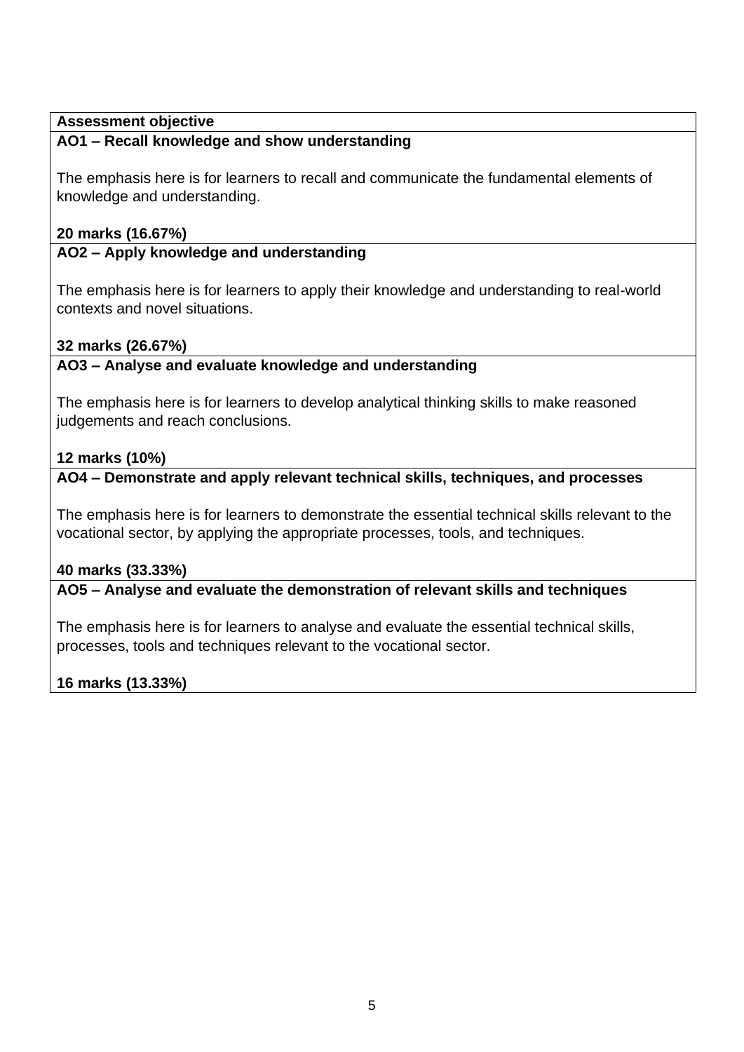| Assessment objective |
| --- |
| **AO1 – Recall knowledge and show understanding**<br><br>The emphasis here is for learners to recall and communicate the fundamental elements of knowledge and understanding.<br><br>**20 marks (16.67%)** |
| **AO2 – Apply knowledge and understanding**<br><br>The emphasis here is for learners to apply their knowledge and understanding to real-world contexts and novel situations.<br><br>**32 marks (26.67%)** |
| **AO3 – Analyse and evaluate knowledge and understanding**<br><br>The emphasis here is for learners to develop analytical thinking skills to make reasoned judgements and reach conclusions.<br><br>**12 marks (10%)** |
| **AO4 – Demonstrate and apply relevant technical skills, techniques, and processes**<br><br>The emphasis here is for learners to demonstrate the essential technical skills relevant to the vocational sector, by applying the appropriate processes, tools, and techniques.<br><br>**40 marks (33.33%)** |
| **AO5 – Analyse and evaluate the demonstration of relevant skills and techniques**<br><br>The emphasis here is for learners to analyse and evaluate the essential technical skills, processes, tools and techniques relevant to the vocational sector.<br><br>**16 marks (13.33%)** |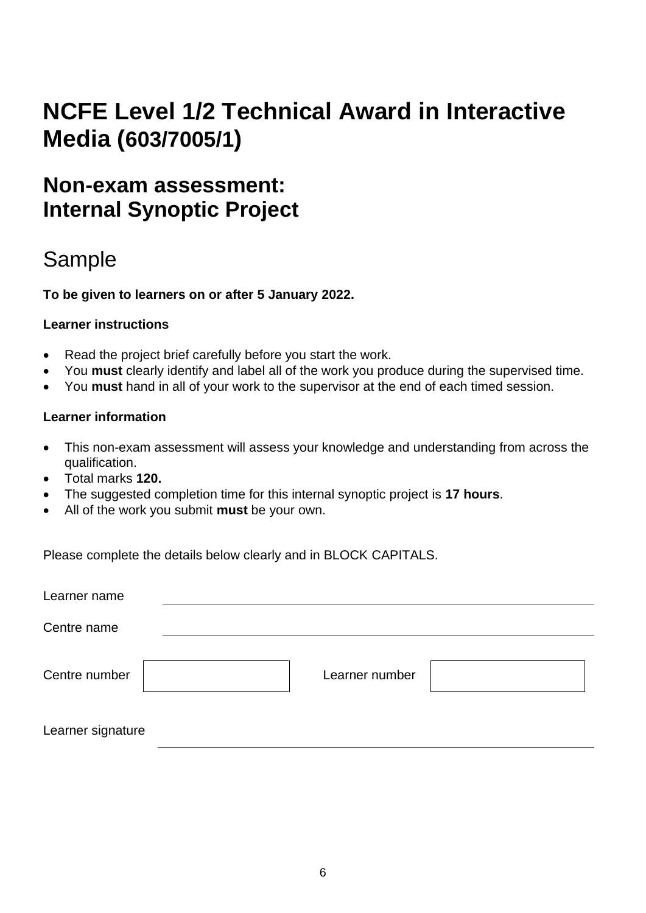# NCFE Level 1/2 Technical Award in Interactive Media (603/7005/1)

## Non-exam assessment: Internal Synoptic Project

## Sample

**To be given to learners on or after 5 January 2022.**

**Learner instructions**

- Read the project brief carefully before you start the work.
- You **must** clearly identify and label all of the work you produce during the supervised time.
- You **must** hand in all of your work to the supervisor at the end of each timed session.

**Learner information**

- This non-exam assessment will assess your knowledge and understanding from across the qualification.
- Total marks **120.**
- The suggested completion time for this internal synoptic project is **17 hours**.
- All of the work you submit **must** be your own.

Please complete the details below clearly and in BLOCK CAPITALS.

Learner name ______________________________

Centre name ______________________________

Centre number ____________ Learner number ____________

Learner signature ______________________________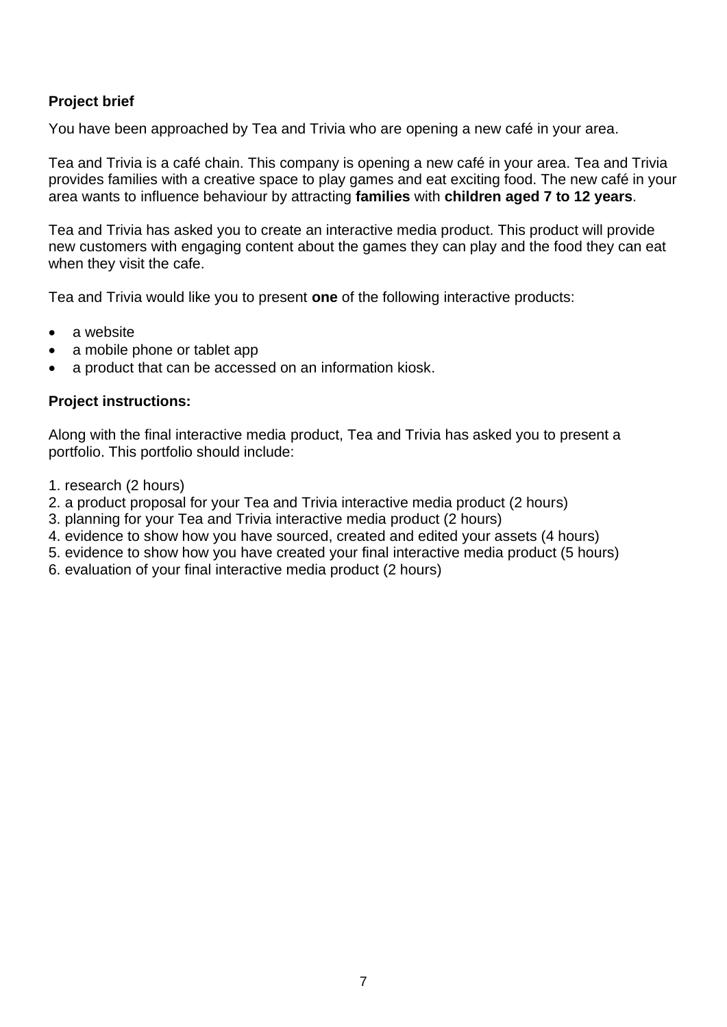**Project brief**

You have been approached by Tea and Trivia who are opening a new café in your area.

Tea and Trivia is a café chain. This company is opening a new café in your area. Tea and Trivia provides families with a creative space to play games and eat exciting food. The new café in your area wants to influence behaviour by attracting **families** with **children aged 7 to 12 years**.

Tea and Trivia has asked you to create an interactive media product. This product will provide new customers with engaging content about the games they can play and the food they can eat when they visit the cafe.

Tea and Trivia would like you to present **one** of the following interactive products:

- a website
- a mobile phone or tablet app
- a product that can be accessed on an information kiosk.

**Project instructions:**

Along with the final interactive media product, Tea and Trivia has asked you to present a portfolio. This portfolio should include:

1. research (2 hours)
2. a product proposal for your Tea and Trivia interactive media product (2 hours)
3. planning for your Tea and Trivia interactive media product (2 hours)
4. evidence to show how you have sourced, created and edited your assets (4 hours)
5. evidence to show how you have created your final interactive media product (5 hours)
6. evaluation of your final interactive media product (2 hours)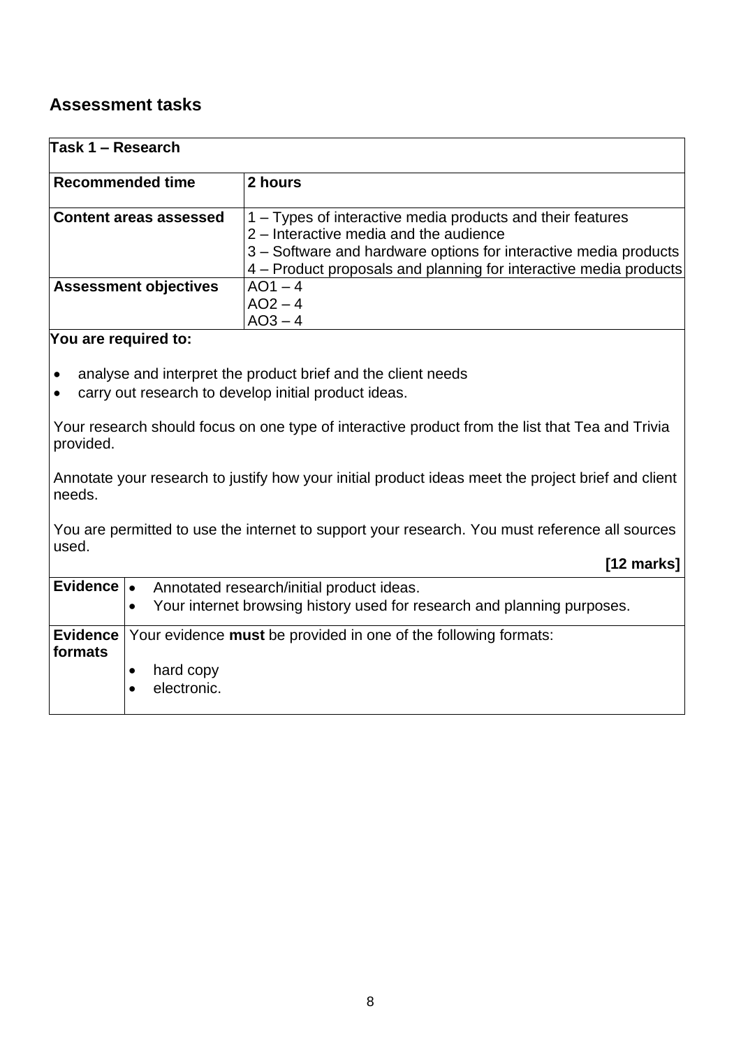## Assessment tasks

| Task 1 – Research | |
|---|---|
| **Recommended time** | **2 hours** |
| **Content areas assessed** | 1 – Types of interactive media products and their features<br>2 – Interactive media and the audience<br>3 – Software and hardware options for interactive media products<br>4 – Product proposals and planning for interactive media products |
| **Assessment objectives** | AO1 – 4<br>AO2 – 4<br>AO3 – 4 |

**You are required to:**

- analyse and interpret the product brief and the client needs
- carry out research to develop initial product ideas.

Your research should focus on one type of interactive product from the list that Tea and Trivia provided.

Annotate your research to justify how your initial product ideas meet the project brief and client needs.

You are permitted to use the internet to support your research. You must reference all sources used.

**[12 marks]**

| | |
|---|---|
| **Evidence** | • Annotated research/initial product ideas.<br>• Your internet browsing history used for research and planning purposes. |
| **Evidence formats** | Your evidence **must** be provided in one of the following formats:<br>• hard copy<br>• electronic. |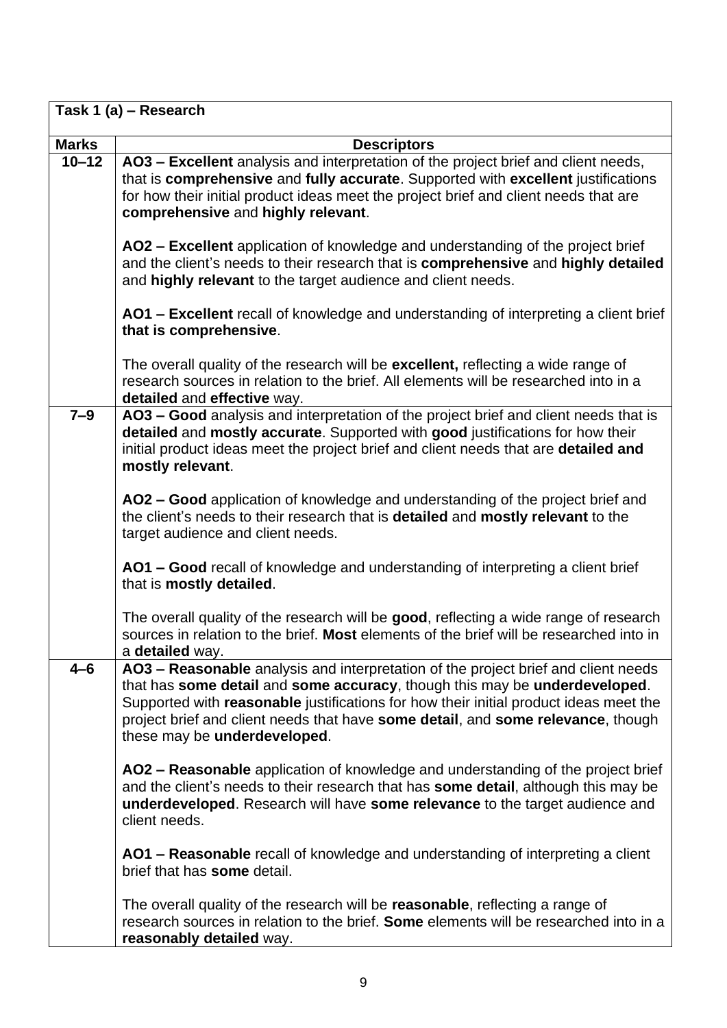| Task 1 (a) – Research | |
|---|---|
| **Marks** | **Descriptors** |
| **10–12** | **AO3 – Excellent** analysis and interpretation of the project brief and client needs, that is **comprehensive** and **fully accurate**. Supported with **excellent** justifications for how their initial product ideas meet the project brief and client needs that are **comprehensive** and **highly relevant**.<br><br>**AO2 – Excellent** application of knowledge and understanding of the project brief and the client's needs to their research that is **comprehensive** and **highly detailed** and **highly relevant** to the target audience and client needs.<br><br>**AO1 – Excellent** recall of knowledge and understanding of interpreting a client brief **that is comprehensive**.<br><br>The overall quality of the research will be **excellent,** reflecting a wide range of research sources in relation to the brief. All elements will be researched into in a **detailed** and **effective** way. |
| **7–9** | **AO3 – Good** analysis and interpretation of the project brief and client needs that is **detailed** and **mostly accurate**. Supported with **good** justifications for how their initial product ideas meet the project brief and client needs that are **detailed and mostly relevant**.<br><br>**AO2 – Good** application of knowledge and understanding of the project brief and the client's needs to their research that is **detailed** and **mostly relevant** to the target audience and client needs.<br><br>**AO1 – Good** recall of knowledge and understanding of interpreting a client brief that is **mostly detailed**.<br><br>The overall quality of the research will be **good**, reflecting a wide range of research sources in relation to the brief. **Most** elements of the brief will be researched into in a **detailed** way. |
| **4–6** | **AO3 – Reasonable** analysis and interpretation of the project brief and client needs that has **some detail** and **some accuracy**, though this may be **underdeveloped**. Supported with **reasonable** justifications for how their initial product ideas meet the project brief and client needs that have **some detail**, and **some relevance**, though these may be **underdeveloped**.<br><br>**AO2 – Reasonable** application of knowledge and understanding of the project brief and the client's needs to their research that has **some detail**, although this may be **underdeveloped**. Research will have **some relevance** to the target audience and client needs.<br><br>**AO1 – Reasonable** recall of knowledge and understanding of interpreting a client brief that has **some** detail.<br><br>The overall quality of the research will be **reasonable**, reflecting a range of research sources in relation to the brief. **Some** elements will be researched into in a **reasonably detailed** way. |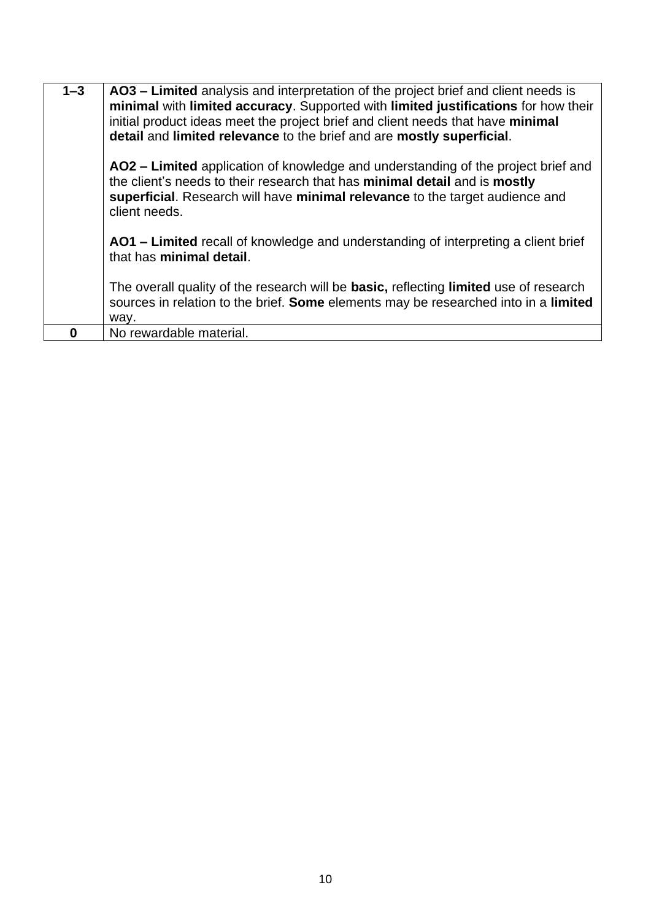| | |
|---|---|
| **1–3** | **AO3 – Limited** analysis and interpretation of the project brief and client needs is **minimal** with **limited accuracy**. Supported with **limited justifications** for how their initial product ideas meet the project brief and client needs that have **minimal detail** and **limited relevance** to the brief and are **mostly superficial**.<br><br>**AO2 – Limited** application of knowledge and understanding of the project brief and the client's needs to their research that has **minimal detail** and is **mostly superficial**. Research will have **minimal relevance** to the target audience and client needs.<br><br>**AO1 – Limited** recall of knowledge and understanding of interpreting a client brief that has **minimal detail**.<br><br>The overall quality of the research will be **basic,** reflecting **limited** use of research sources in relation to the brief. **Some** elements may be researched into in a **limited** way. |
| **0** | No rewardable material. |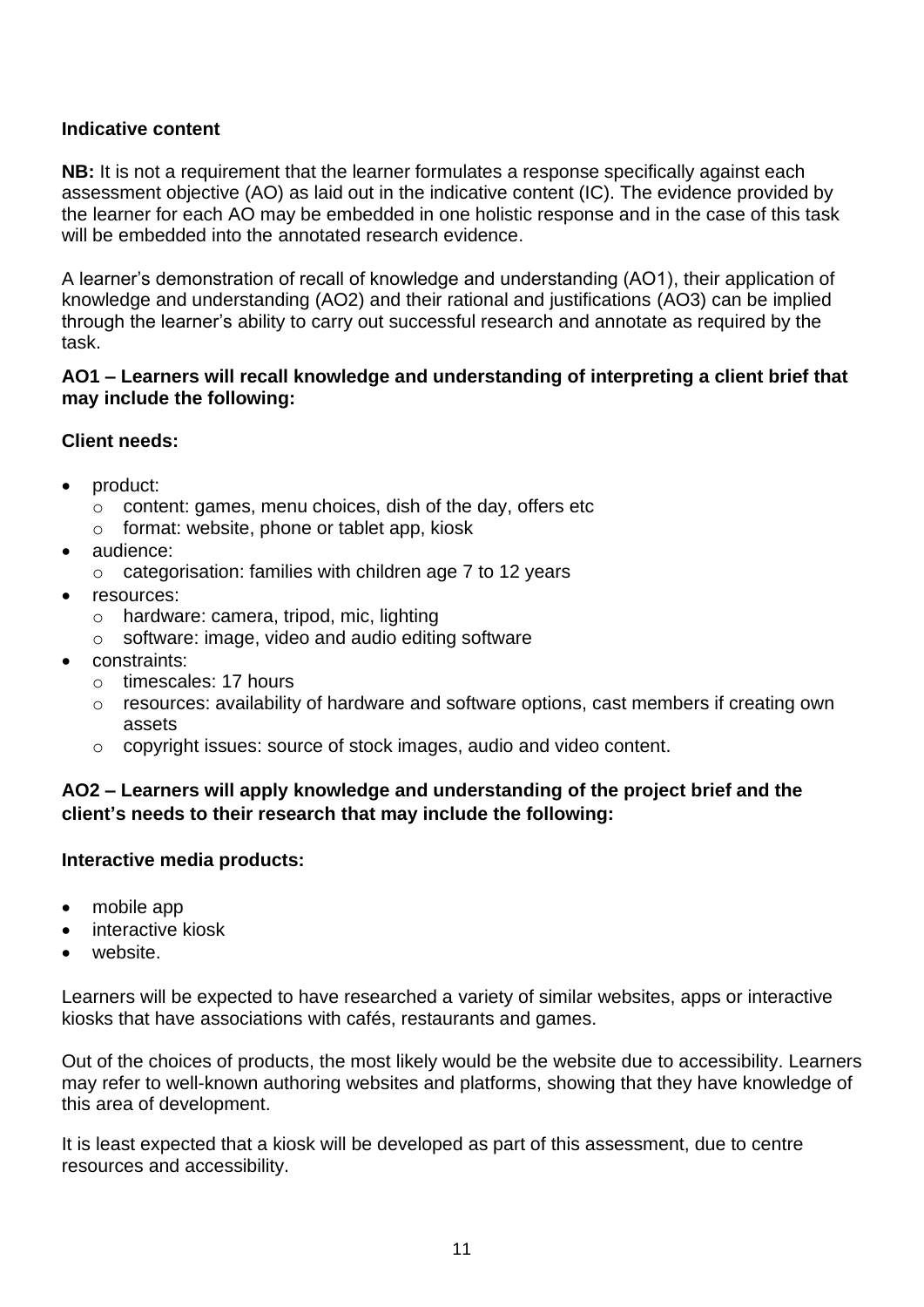**Indicative content**

**NB:** It is not a requirement that the learner formulates a response specifically against each assessment objective (AO) as laid out in the indicative content (IC). The evidence provided by the learner for each AO may be embedded in one holistic response and in the case of this task will be embedded into the annotated research evidence.

A learner's demonstration of recall of knowledge and understanding (AO1), their application of knowledge and understanding (AO2) and their rational and justifications (AO3) can be implied through the learner's ability to carry out successful research and annotate as required by the task.

**AO1 – Learners will recall knowledge and understanding of interpreting a client brief that may include the following:**

**Client needs:**

- product:
  - content: games, menu choices, dish of the day, offers etc
  - format: website, phone or tablet app, kiosk
- audience:
  - categorisation: families with children age 7 to 12 years
- resources:
  - hardware: camera, tripod, mic, lighting
  - software: image, video and audio editing software
- constraints:
  - timescales: 17 hours
  - resources: availability of hardware and software options, cast members if creating own assets
  - copyright issues: source of stock images, audio and video content.

**AO2 – Learners will apply knowledge and understanding of the project brief and the client's needs to their research that may include the following:**

**Interactive media products:**

- mobile app
- interactive kiosk
- website.

Learners will be expected to have researched a variety of similar websites, apps or interactive kiosks that have associations with cafés, restaurants and games.

Out of the choices of products, the most likely would be the website due to accessibility. Learners may refer to well-known authoring websites and platforms, showing that they have knowledge of this area of development.

It is least expected that a kiosk will be developed as part of this assessment, due to centre resources and accessibility.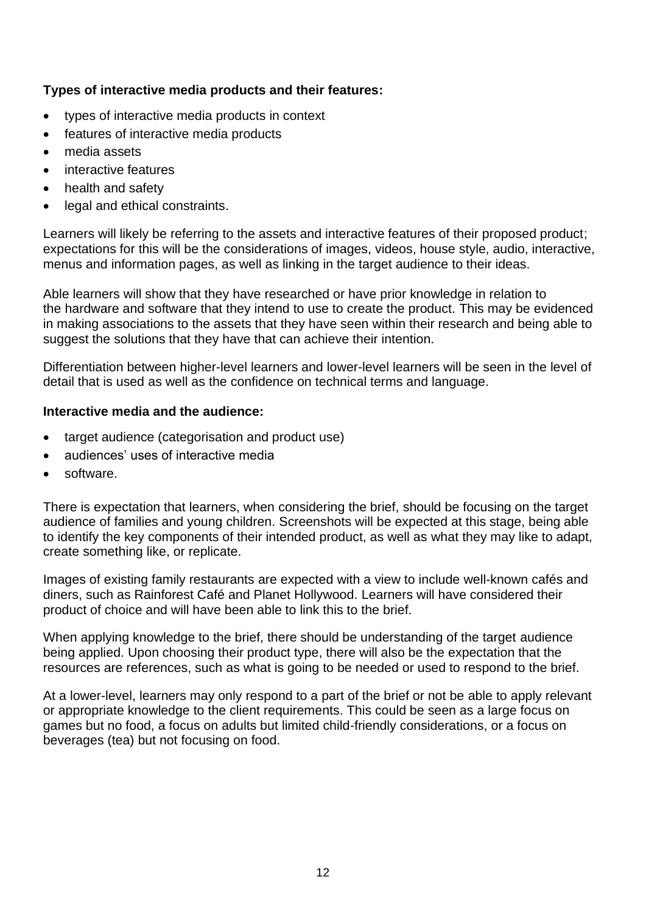**Types of interactive media products and their features:**

- types of interactive media products in context
- features of interactive media products
- media assets
- interactive features
- health and safety
- legal and ethical constraints.

Learners will likely be referring to the assets and interactive features of their proposed product; expectations for this will be the considerations of images, videos, house style, audio, interactive, menus and information pages, as well as linking in the target audience to their ideas.

Able learners will show that they have researched or have prior knowledge in relation to the hardware and software that they intend to use to create the product. This may be evidenced in making associations to the assets that they have seen within their research and being able to suggest the solutions that they have that can achieve their intention.

Differentiation between higher-level learners and lower-level learners will be seen in the level of detail that is used as well as the confidence on technical terms and language.

**Interactive media and the audience:**

- target audience (categorisation and product use)
- audiences' uses of interactive media
- software.

There is expectation that learners, when considering the brief, should be focusing on the target audience of families and young children. Screenshots will be expected at this stage, being able to identify the key components of their intended product, as well as what they may like to adapt, create something like, or replicate.

Images of existing family restaurants are expected with a view to include well-known cafés and diners, such as Rainforest Café and Planet Hollywood. Learners will have considered their product of choice and will have been able to link this to the brief.

When applying knowledge to the brief, there should be understanding of the target audience being applied. Upon choosing their product type, there will also be the expectation that the resources are references, such as what is going to be needed or used to respond to the brief.

At a lower-level, learners may only respond to a part of the brief or not be able to apply relevant or appropriate knowledge to the client requirements. This could be seen as a large focus on games but no food, a focus on adults but limited child-friendly considerations, or a focus on beverages (tea) but not focusing on food.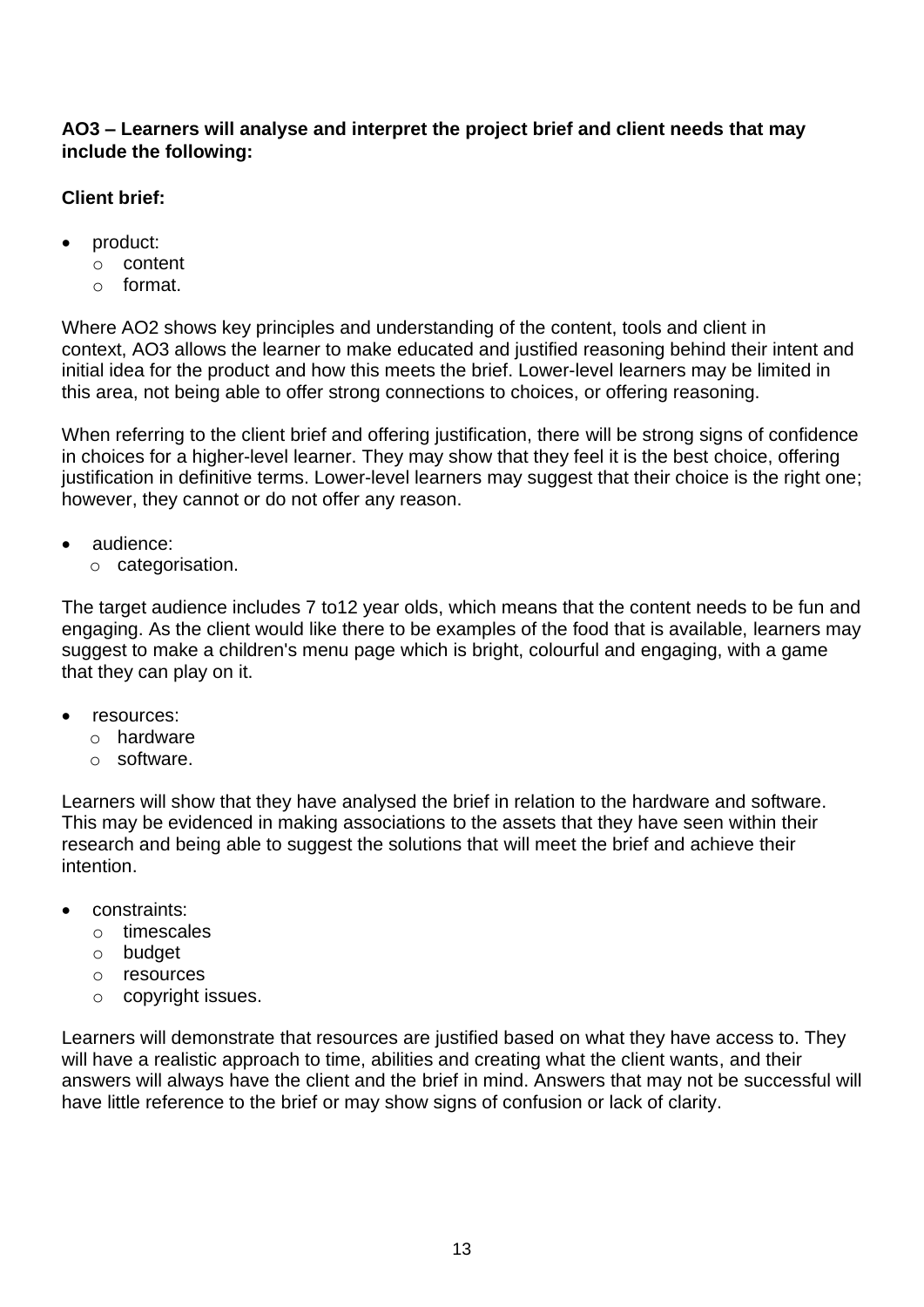**AO3 – Learners will analyse and interpret the project brief and client needs that may include the following:**

**Client brief:**

- product:
  - content
  - format.

Where AO2 shows key principles and understanding of the content, tools and client in context, AO3 allows the learner to make educated and justified reasoning behind their intent and initial idea for the product and how this meets the brief. Lower-level learners may be limited in this area, not being able to offer strong connections to choices, or offering reasoning.

When referring to the client brief and offering justification, there will be strong signs of confidence in choices for a higher-level learner. They may show that they feel it is the best choice, offering justification in definitive terms. Lower-level learners may suggest that their choice is the right one; however, they cannot or do not offer any reason.

- audience:
  - categorisation.

The target audience includes 7 to12 year olds, which means that the content needs to be fun and engaging. As the client would like there to be examples of the food that is available, learners may suggest to make a children's menu page which is bright, colourful and engaging, with a game that they can play on it.

- resources:
  - hardware
  - software.

Learners will show that they have analysed the brief in relation to the hardware and software. This may be evidenced in making associations to the assets that they have seen within their research and being able to suggest the solutions that will meet the brief and achieve their intention.

- constraints:
  - timescales
  - budget
  - resources
  - copyright issues.

Learners will demonstrate that resources are justified based on what they have access to. They will have a realistic approach to time, abilities and creating what the client wants, and their answers will always have the client and the brief in mind. Answers that may not be successful will have little reference to the brief or may show signs of confusion or lack of clarity.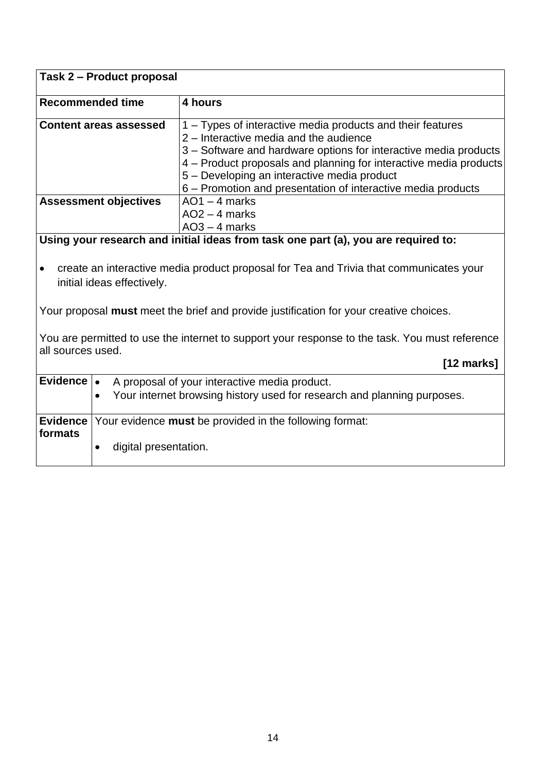| **Task 2 – Product proposal** | |
|---|---|
| **Recommended time** | **4 hours** |
| **Content areas assessed** | 1 – Types of interactive media products and their features<br>2 – Interactive media and the audience<br>3 – Software and hardware options for interactive media products<br>4 – Product proposals and planning for interactive media products<br>5 – Developing an interactive media product<br>6 – Promotion and presentation of interactive media products |
| **Assessment objectives** | AO1 – 4 marks<br>AO2 – 4 marks<br>AO3 – 4 marks |

**Using your research and initial ideas from task one part (a), you are required to:**

- create an interactive media product proposal for Tea and Trivia that communicates your initial ideas effectively.

Your proposal **must** meet the brief and provide justification for your creative choices.

You are permitted to use the internet to support your response to the task. You must reference all sources used.

**[12 marks]**

| **Evidence** | • A proposal of your interactive media product.<br>• Your internet browsing history used for research and planning purposes. |
|---|---|
| **Evidence formats** | Your evidence **must** be provided in the following format:<br>• digital presentation. |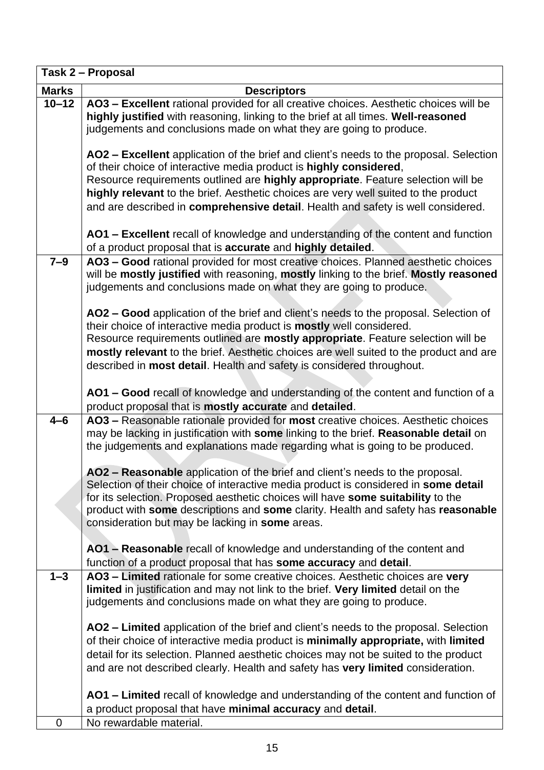| Task 2 – Proposal | |
|---|---|
| **Marks** | **Descriptors** |
| 10–12 | **AO3 – Excellent** rational provided for all creative choices. Aesthetic choices will be **highly justified** with reasoning, linking to the brief at all times. **Well-reasoned** judgements and conclusions made on what they are going to produce.<br><br>**AO2 – Excellent** application of the brief and client's needs to the proposal. Selection of their choice of interactive media product is **highly considered**, Resource requirements outlined are **highly appropriate**. Feature selection will be **highly relevant** to the brief. Aesthetic choices are very well suited to the product and are described in **comprehensive detail**. Health and safety is well considered.<br><br>**AO1 – Excellent** recall of knowledge and understanding of the content and function of a product proposal that is **accurate** and **highly detailed**. |
| 7–9 | **AO3 – Good** rational provided for most creative choices. Planned aesthetic choices will be **mostly justified** with reasoning, **mostly** linking to the brief. **Mostly reasoned** judgements and conclusions made on what they are going to produce.<br><br>**AO2 – Good** application of the brief and client's needs to the proposal. Selection of their choice of interactive media product is **mostly** well considered. Resource requirements outlined are **mostly appropriate**. Feature selection will be **mostly relevant** to the brief. Aesthetic choices are well suited to the product and are described in **most detail**. Health and safety is considered throughout.<br><br>**AO1 – Good** recall of knowledge and understanding of the content and function of a product proposal that is **mostly accurate** and **detailed**. |
| 4–6 | **AO3 –** Reasonable rationale provided for **most** creative choices. Aesthetic choices may be lacking in justification with **some** linking to the brief. **Reasonable detail** on the judgements and explanations made regarding what is going to be produced.<br><br>**AO2 – Reasonable** application of the brief and client's needs to the proposal. Selection of their choice of interactive media product is considered in **some detail** for its selection. Proposed aesthetic choices will have **some suitability** to the product with **some** descriptions and **some** clarity. Health and safety has **reasonable** consideration but may be lacking in **some** areas.<br><br>**AO1 – Reasonable** recall of knowledge and understanding of the content and function of a product proposal that has **some accuracy** and **detail**. |
| 1–3 | **AO3 – Limited** rationale for some creative choices. Aesthetic choices are **very limited** in justification and may not link to the brief. **Very limited** detail on the judgements and conclusions made on what they are going to produce.<br><br>**AO2 – Limited** application of the brief and client's needs to the proposal. Selection of their choice of interactive media product is **minimally appropriate,** with **limited** detail for its selection. Planned aesthetic choices may not be suited to the product and are not described clearly. Health and safety has **very limited** consideration.<br><br>**AO1 – Limited** recall of knowledge and understanding of the content and function of a product proposal that have **minimal accuracy** and **detail**. |
| 0 | No rewardable material. |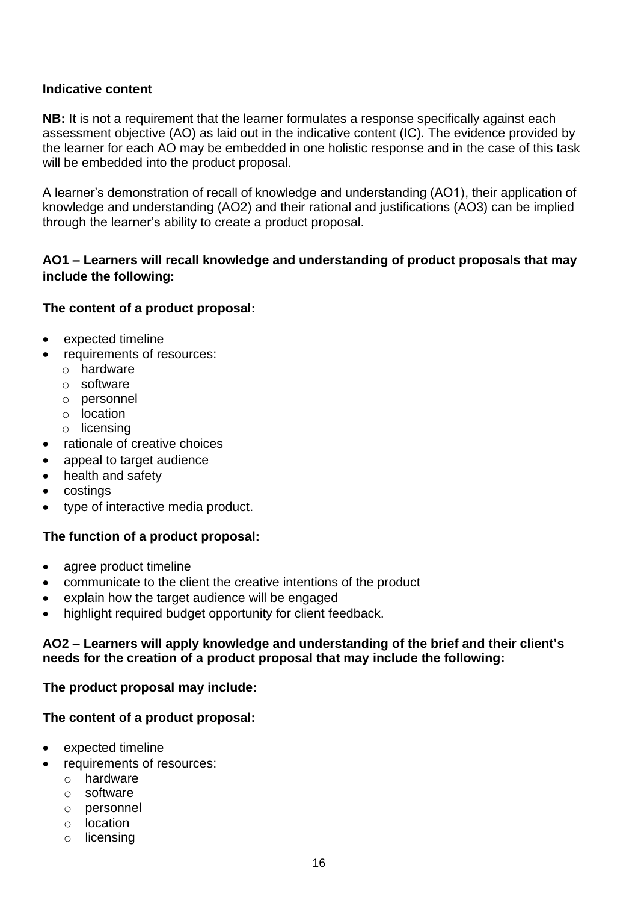**Indicative content**

**NB:** It is not a requirement that the learner formulates a response specifically against each assessment objective (AO) as laid out in the indicative content (IC). The evidence provided by the learner for each AO may be embedded in one holistic response and in the case of this task will be embedded into the product proposal.

A learner's demonstration of recall of knowledge and understanding (AO1), their application of knowledge and understanding (AO2) and their rational and justifications (AO3) can be implied through the learner's ability to create a product proposal.

**AO1 – Learners will recall knowledge and understanding of product proposals that may include the following:**

**The content of a product proposal:**

- expected timeline
- requirements of resources:
  - hardware
  - software
  - personnel
  - location
  - licensing
- rationale of creative choices
- appeal to target audience
- health and safety
- costings
- type of interactive media product.

**The function of a product proposal:**

- agree product timeline
- communicate to the client the creative intentions of the product
- explain how the target audience will be engaged
- highlight required budget opportunity for client feedback.

**AO2 – Learners will apply knowledge and understanding of the brief and their client's needs for the creation of a product proposal that may include the following:**

**The product proposal may include:**

**The content of a product proposal:**

- expected timeline
- requirements of resources:
  - hardware
  - software
  - personnel
  - location
  - licensing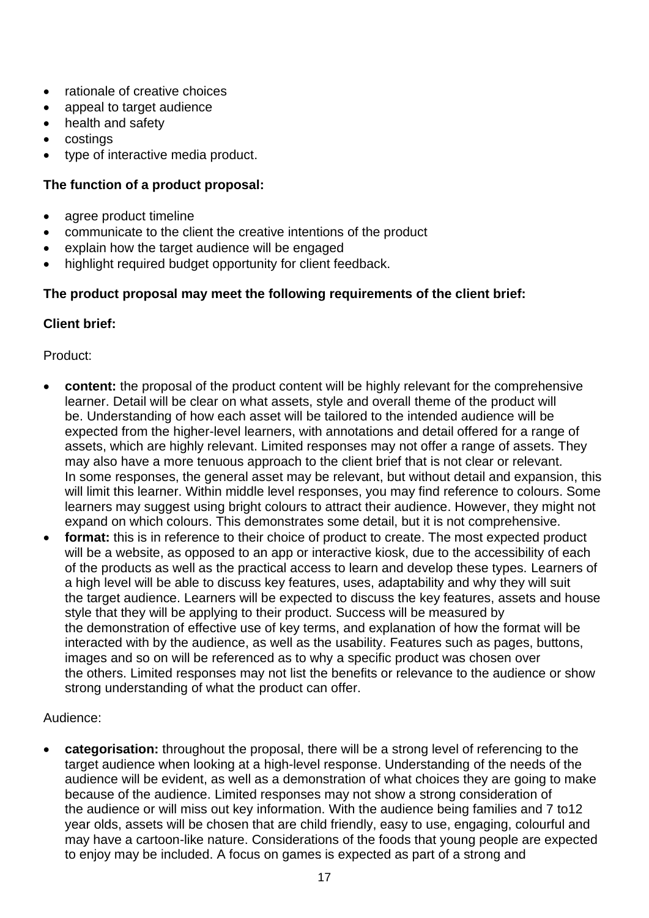- rationale of creative choices
- appeal to target audience
- health and safety
- costings
- type of interactive media product.

**The function of a product proposal:**

- agree product timeline
- communicate to the client the creative intentions of the product
- explain how the target audience will be engaged
- highlight required budget opportunity for client feedback.

**The product proposal may meet the following requirements of the client brief:**

**Client brief:**

Product:

- **content:** the proposal of the product content will be highly relevant for the comprehensive learner. Detail will be clear on what assets, style and overall theme of the product will be. Understanding of how each asset will be tailored to the intended audience will be expected from the higher-level learners, with annotations and detail offered for a range of assets, which are highly relevant. Limited responses may not offer a range of assets. They may also have a more tenuous approach to the client brief that is not clear or relevant. In some responses, the general asset may be relevant, but without detail and expansion, this will limit this learner. Within middle level responses, you may find reference to colours. Some learners may suggest using bright colours to attract their audience. However, they might not expand on which colours. This demonstrates some detail, but it is not comprehensive.
- **format:** this is in reference to their choice of product to create. The most expected product will be a website, as opposed to an app or interactive kiosk, due to the accessibility of each of the products as well as the practical access to learn and develop these types. Learners of a high level will be able to discuss key features, uses, adaptability and why they will suit the target audience. Learners will be expected to discuss the key features, assets and house style that they will be applying to their product. Success will be measured by the demonstration of effective use of key terms, and explanation of how the format will be interacted with by the audience, as well as the usability. Features such as pages, buttons, images and so on will be referenced as to why a specific product was chosen over the others. Limited responses may not list the benefits or relevance to the audience or show strong understanding of what the product can offer.

Audience:

- **categorisation:** throughout the proposal, there will be a strong level of referencing to the target audience when looking at a high-level response. Understanding of the needs of the audience will be evident, as well as a demonstration of what choices they are going to make because of the audience. Limited responses may not show a strong consideration of the audience or will miss out key information. With the audience being families and 7 to12 year olds, assets will be chosen that are child friendly, easy to use, engaging, colourful and may have a cartoon-like nature. Considerations of the foods that young people are expected to enjoy may be included. A focus on games is expected as part of a strong and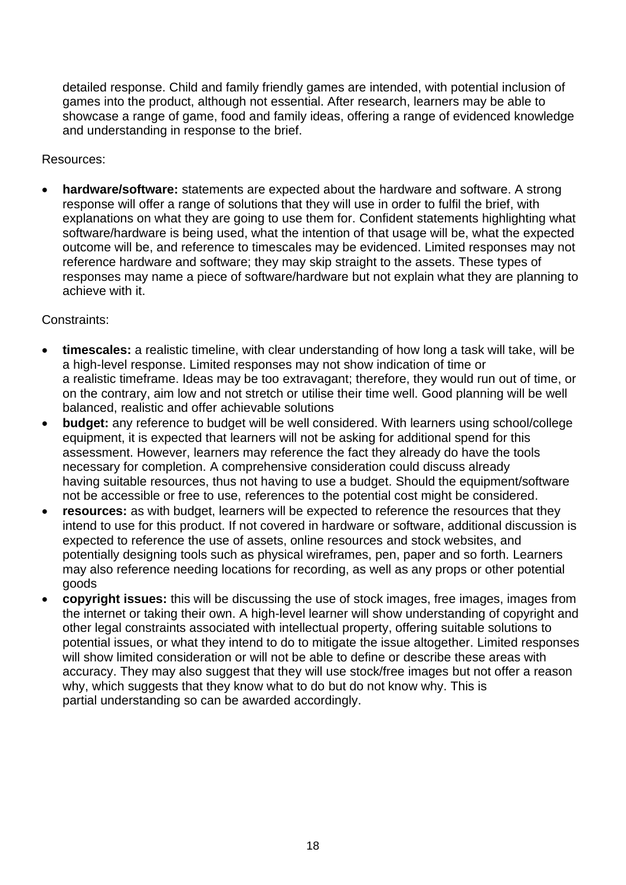detailed response. Child and family friendly games are intended, with potential inclusion of games into the product, although not essential. After research, learners may be able to showcase a range of game, food and family ideas, offering a range of evidenced knowledge and understanding in response to the brief.

Resources:

- **hardware/software:** statements are expected about the hardware and software. A strong response will offer a range of solutions that they will use in order to fulfil the brief, with explanations on what they are going to use them for. Confident statements highlighting what software/hardware is being used, what the intention of that usage will be, what the expected outcome will be, and reference to timescales may be evidenced. Limited responses may not reference hardware and software; they may skip straight to the assets. These types of responses may name a piece of software/hardware but not explain what they are planning to achieve with it.

Constraints:

- **timescales:** a realistic timeline, with clear understanding of how long a task will take, will be a high-level response. Limited responses may not show indication of time or a realistic timeframe. Ideas may be too extravagant; therefore, they would run out of time, or on the contrary, aim low and not stretch or utilise their time well. Good planning will be well balanced, realistic and offer achievable solutions
- **budget:** any reference to budget will be well considered. With learners using school/college equipment, it is expected that learners will not be asking for additional spend for this assessment. However, learners may reference the fact they already do have the tools necessary for completion. A comprehensive consideration could discuss already having suitable resources, thus not having to use a budget. Should the equipment/software not be accessible or free to use, references to the potential cost might be considered.
- **resources:** as with budget, learners will be expected to reference the resources that they intend to use for this product. If not covered in hardware or software, additional discussion is expected to reference the use of assets, online resources and stock websites, and potentially designing tools such as physical wireframes, pen, paper and so forth. Learners may also reference needing locations for recording, as well as any props or other potential goods
- **copyright issues:** this will be discussing the use of stock images, free images, images from the internet or taking their own. A high-level learner will show understanding of copyright and other legal constraints associated with intellectual property, offering suitable solutions to potential issues, or what they intend to do to mitigate the issue altogether. Limited responses will show limited consideration or will not be able to define or describe these areas with accuracy. They may also suggest that they will use stock/free images but not offer a reason why, which suggests that they know what to do but do not know why. This is partial understanding so can be awarded accordingly.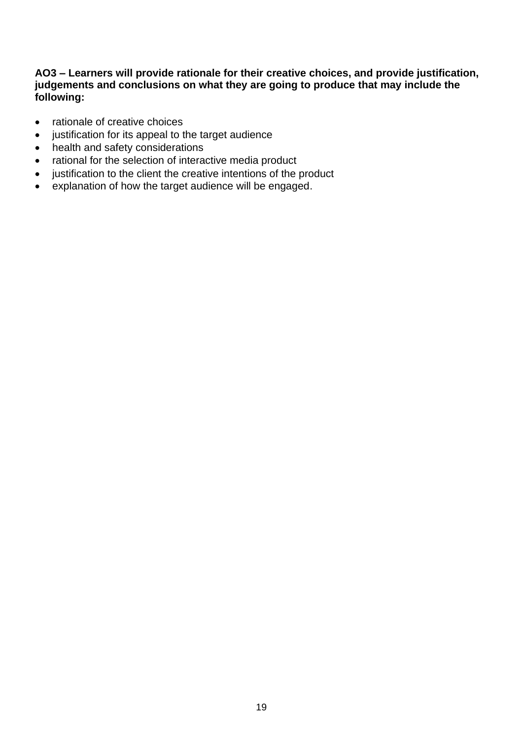**AO3 – Learners will provide rationale for their creative choices, and provide justification, judgements and conclusions on what they are going to produce that may include the following:**

- rationale of creative choices
- justification for its appeal to the target audience
- health and safety considerations
- rational for the selection of interactive media product
- justification to the client the creative intentions of the product
- explanation of how the target audience will be engaged.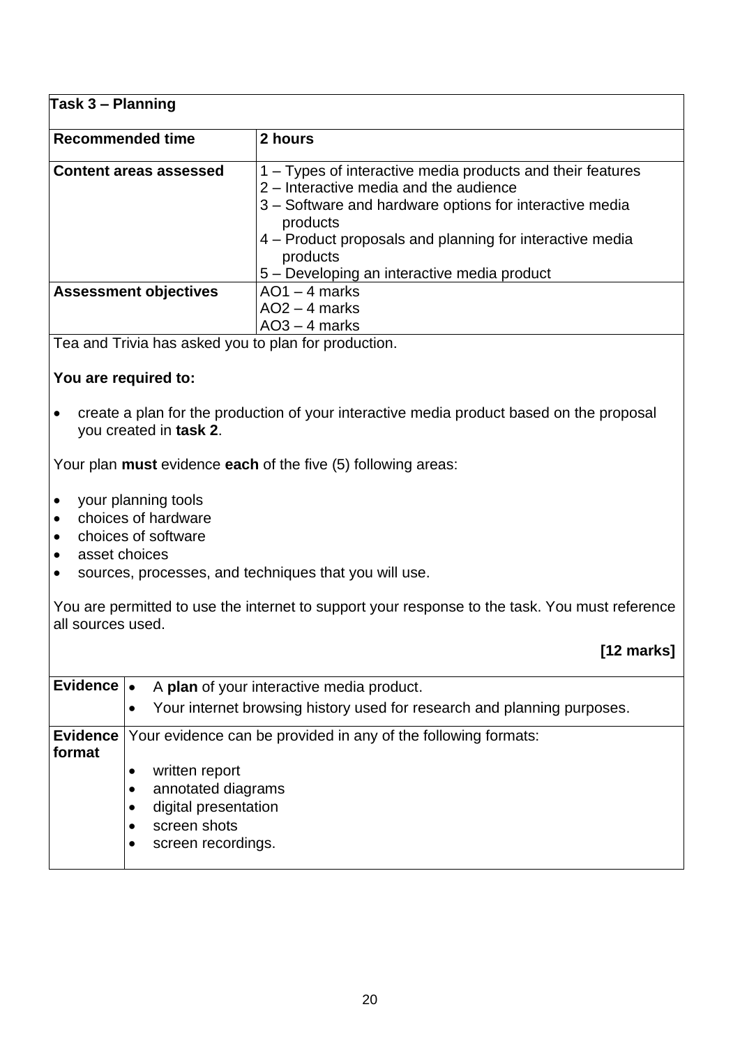| **Task 3 – Planning** | |
|---|---|
| **Recommended time** | **2 hours** |
| **Content areas assessed** | 1 – Types of interactive media products and their features<br>2 – Interactive media and the audience<br>3 – Software and hardware options for interactive media products<br>4 – Product proposals and planning for interactive media products<br>5 – Developing an interactive media product |
| **Assessment objectives** | AO1 – 4 marks<br>AO2 – 4 marks<br>AO3 – 4 marks |

Tea and Trivia has asked you to plan for production.

**You are required to:**

- create a plan for the production of your interactive media product based on the proposal you created in **task 2**.

Your plan **must** evidence **each** of the five (5) following areas:

- your planning tools
- choices of hardware
- choices of software
- asset choices
- sources, processes, and techniques that you will use.

You are permitted to use the internet to support your response to the task. You must reference all sources used.

**[12 marks]**

| | |
|---|---|
| **Evidence** | • A **plan** of your interactive media product.<br>• Your internet browsing history used for research and planning purposes. |
| **Evidence format** | Your evidence can be provided in any of the following formats:<br>• written report<br>• annotated diagrams<br>• digital presentation<br>• screen shots<br>• screen recordings. |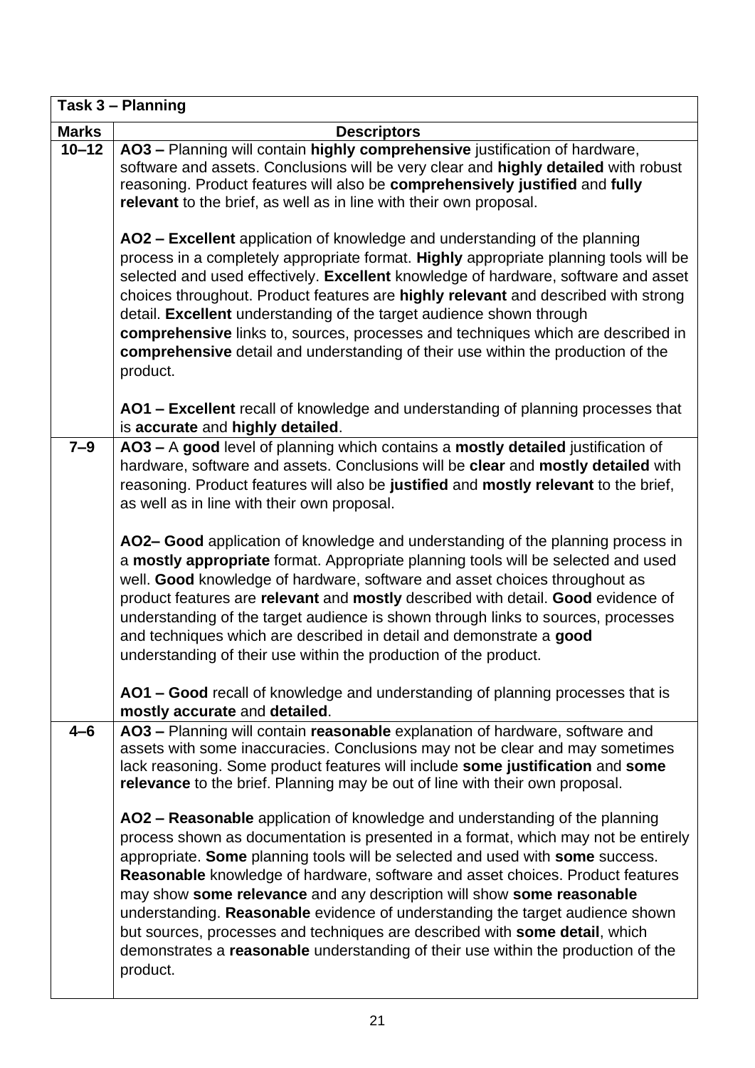| Task 3 – Planning | |
|---|---|
| **Marks** | **Descriptors** |
| **10–12** | **AO3 –** Planning will contain **highly comprehensive** justification of hardware, software and assets. Conclusions will be very clear and **highly detailed** with robust reasoning. Product features will also be **comprehensively justified** and **fully relevant** to the brief, as well as in line with their own proposal.<br><br>**AO2 – Excellent** application of knowledge and understanding of the planning process in a completely appropriate format. **Highly** appropriate planning tools will be selected and used effectively. **Excellent** knowledge of hardware, software and asset choices throughout. Product features are **highly relevant** and described with strong detail. **Excellent** understanding of the target audience shown through **comprehensive** links to, sources, processes and techniques which are described in **comprehensive** detail and understanding of their use within the production of the product.<br><br>**AO1 – Excellent** recall of knowledge and understanding of planning processes that is **accurate** and **highly detailed**. |
| **7–9** | **AO3 –** A **good** level of planning which contains a **mostly detailed** justification of hardware, software and assets. Conclusions will be **clear** and **mostly detailed** with reasoning. Product features will also be **justified** and **mostly relevant** to the brief, as well as in line with their own proposal.<br><br>**AO2– Good** application of knowledge and understanding of the planning process in a **mostly appropriate** format. Appropriate planning tools will be selected and used well. **Good** knowledge of hardware, software and asset choices throughout as product features are **relevant** and **mostly** described with detail. **Good** evidence of understanding of the target audience is shown through links to sources, processes and techniques which are described in detail and demonstrate a **good** understanding of their use within the production of the product.<br><br>**AO1 – Good** recall of knowledge and understanding of planning processes that is **mostly accurate** and **detailed**. |
| **4–6** | **AO3 –** Planning will contain **reasonable** explanation of hardware, software and assets with some inaccuracies. Conclusions may not be clear and may sometimes lack reasoning. Some product features will include **some justification** and **some relevance** to the brief. Planning may be out of line with their own proposal.<br><br>**AO2 – Reasonable** application of knowledge and understanding of the planning process shown as documentation is presented in a format, which may not be entirely appropriate. **Some** planning tools will be selected and used with **some** success. **Reasonable** knowledge of hardware, software and asset choices. Product features may show **some relevance** and any description will show **some reasonable** understanding. **Reasonable** evidence of understanding the target audience shown but sources, processes and techniques are described with **some detail**, which demonstrates a **reasonable** understanding of their use within the production of the product. |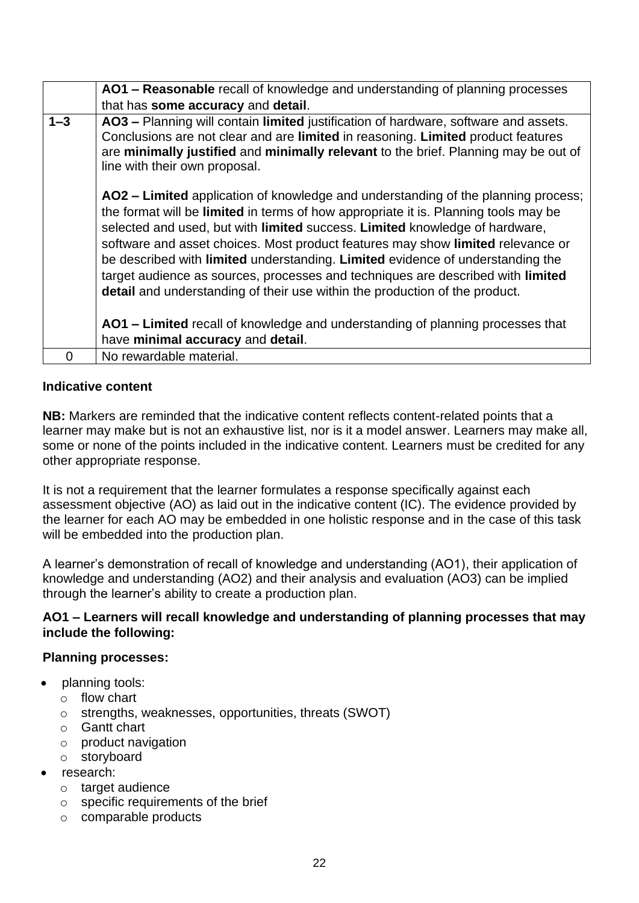|  |  |
|---|---|
|  | **AO1 – Reasonable** recall of knowledge and understanding of planning processes that has **some accuracy** and **detail**. |
| **1–3** | **AO3 –** Planning will contain **limited** justification of hardware, software and assets. Conclusions are not clear and are **limited** in reasoning. **Limited** product features are **minimally justified** and **minimally relevant** to the brief. Planning may be out of line with their own proposal.<br><br>**AO2 – Limited** application of knowledge and understanding of the planning process; the format will be **limited** in terms of how appropriate it is. Planning tools may be selected and used, but with **limited** success. **Limited** knowledge of hardware, software and asset choices. Most product features may show **limited** relevance or be described with **limited** understanding. **Limited** evidence of understanding the target audience as sources, processes and techniques are described with **limited detail** and understanding of their use within the production of the product.<br><br>**AO1 – Limited** recall of knowledge and understanding of planning processes that have **minimal accuracy** and **detail**. |
| 0 | No rewardable material. |

**Indicative content**

**NB:** Markers are reminded that the indicative content reflects content-related points that a learner may make but is not an exhaustive list, nor is it a model answer. Learners may make all, some or none of the points included in the indicative content. Learners must be credited for any other appropriate response.

It is not a requirement that the learner formulates a response specifically against each assessment objective (AO) as laid out in the indicative content (IC). The evidence provided by the learner for each AO may be embedded in one holistic response and in the case of this task will be embedded into the production plan.

A learner's demonstration of recall of knowledge and understanding (AO1), their application of knowledge and understanding (AO2) and their analysis and evaluation (AO3) can be implied through the learner's ability to create a production plan.

**AO1 – Learners will recall knowledge and understanding of planning processes that may include the following:**

**Planning processes:**

- planning tools:
  - flow chart
  - strengths, weaknesses, opportunities, threats (SWOT)
  - Gantt chart
  - product navigation
  - storyboard
- research:
  - target audience
  - specific requirements of the brief
  - comparable products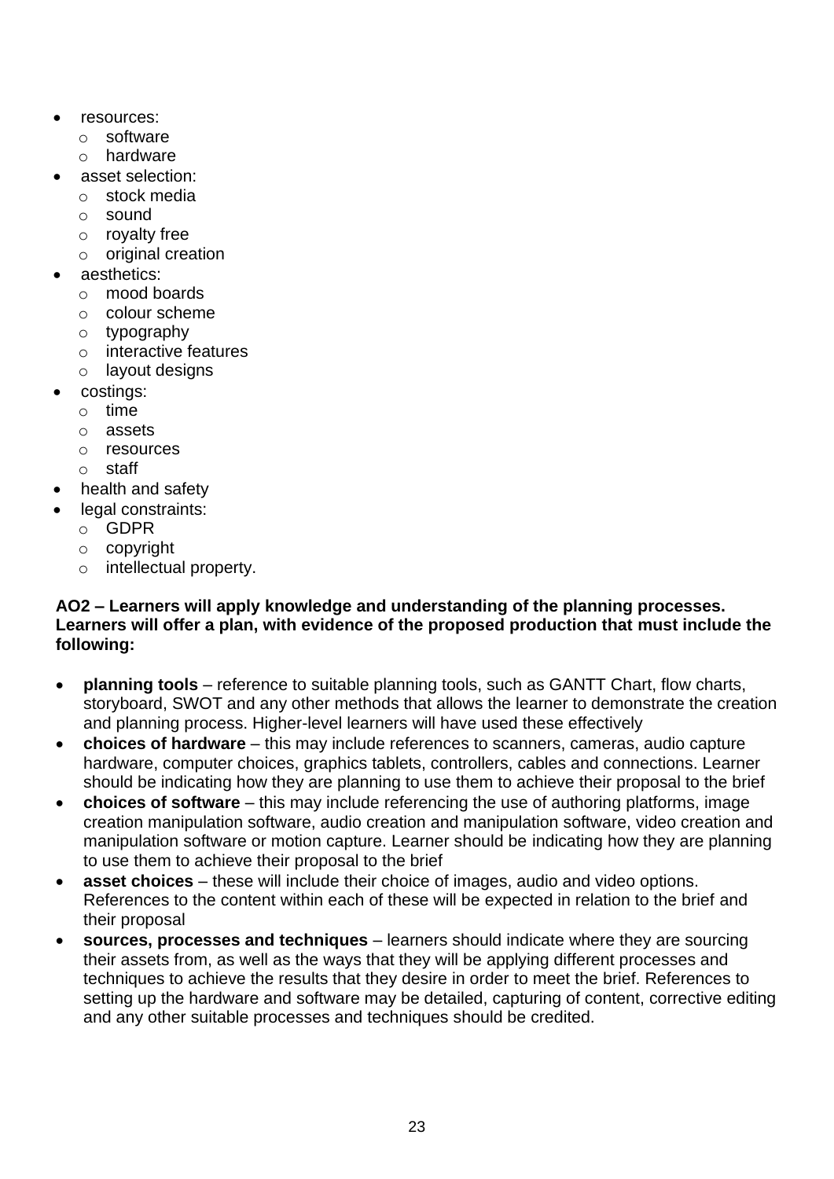- resources:
  - software
  - hardware
- asset selection:
  - stock media
  - sound
  - royalty free
  - original creation
- aesthetics:
  - mood boards
  - colour scheme
  - typography
  - interactive features
  - layout designs
- costings:
  - time
  - assets
  - resources
  - staff
- health and safety
- legal constraints:
  - GDPR
  - copyright
  - intellectual property.

**AO2 – Learners will apply knowledge and understanding of the planning processes. Learners will offer a plan, with evidence of the proposed production that must include the following:**

- **planning tools** – reference to suitable planning tools, such as GANTT Chart, flow charts, storyboard, SWOT and any other methods that allows the learner to demonstrate the creation and planning process. Higher-level learners will have used these effectively
- **choices of hardware** – this may include references to scanners, cameras, audio capture hardware, computer choices, graphics tablets, controllers, cables and connections. Learner should be indicating how they are planning to use them to achieve their proposal to the brief
- **choices of software** – this may include referencing the use of authoring platforms, image creation manipulation software, audio creation and manipulation software, video creation and manipulation software or motion capture. Learner should be indicating how they are planning to use them to achieve their proposal to the brief
- **asset choices** – these will include their choice of images, audio and video options. References to the content within each of these will be expected in relation to the brief and their proposal
- **sources, processes and techniques** – learners should indicate where they are sourcing their assets from, as well as the ways that they will be applying different processes and techniques to achieve the results that they desire in order to meet the brief. References to setting up the hardware and software may be detailed, capturing of content, corrective editing and any other suitable processes and techniques should be credited.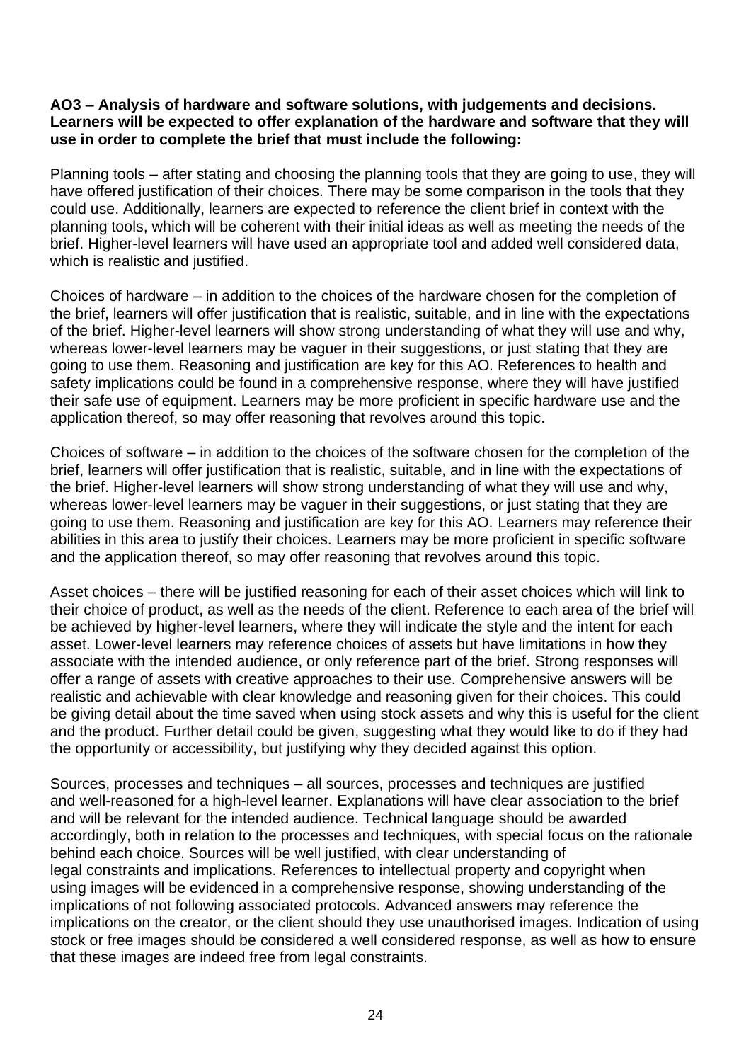**AO3 – Analysis of hardware and software solutions, with judgements and decisions. Learners will be expected to offer explanation of the hardware and software that they will use in order to complete the brief that must include the following:**

Planning tools – after stating and choosing the planning tools that they are going to use, they will have offered justification of their choices. There may be some comparison in the tools that they could use. Additionally, learners are expected to reference the client brief in context with the planning tools, which will be coherent with their initial ideas as well as meeting the needs of the brief. Higher-level learners will have used an appropriate tool and added well considered data, which is realistic and justified.

Choices of hardware – in addition to the choices of the hardware chosen for the completion of the brief, learners will offer justification that is realistic, suitable, and in line with the expectations of the brief. Higher-level learners will show strong understanding of what they will use and why, whereas lower-level learners may be vaguer in their suggestions, or just stating that they are going to use them. Reasoning and justification are key for this AO. References to health and safety implications could be found in a comprehensive response, where they will have justified their safe use of equipment. Learners may be more proficient in specific hardware use and the application thereof, so may offer reasoning that revolves around this topic.

Choices of software – in addition to the choices of the software chosen for the completion of the brief, learners will offer justification that is realistic, suitable, and in line with the expectations of the brief. Higher-level learners will show strong understanding of what they will use and why, whereas lower-level learners may be vaguer in their suggestions, or just stating that they are going to use them. Reasoning and justification are key for this AO. Learners may reference their abilities in this area to justify their choices. Learners may be more proficient in specific software and the application thereof, so may offer reasoning that revolves around this topic.

Asset choices – there will be justified reasoning for each of their asset choices which will link to their choice of product, as well as the needs of the client. Reference to each area of the brief will be achieved by higher-level learners, where they will indicate the style and the intent for each asset. Lower-level learners may reference choices of assets but have limitations in how they associate with the intended audience, or only reference part of the brief. Strong responses will offer a range of assets with creative approaches to their use. Comprehensive answers will be realistic and achievable with clear knowledge and reasoning given for their choices. This could be giving detail about the time saved when using stock assets and why this is useful for the client and the product. Further detail could be given, suggesting what they would like to do if they had the opportunity or accessibility, but justifying why they decided against this option.

Sources, processes and techniques – all sources, processes and techniques are justified and well-reasoned for a high-level learner. Explanations will have clear association to the brief and will be relevant for the intended audience. Technical language should be awarded accordingly, both in relation to the processes and techniques, with special focus on the rationale behind each choice. Sources will be well justified, with clear understanding of legal constraints and implications. References to intellectual property and copyright when using images will be evidenced in a comprehensive response, showing understanding of the implications of not following associated protocols. Advanced answers may reference the implications on the creator, or the client should they use unauthorised images. Indication of using stock or free images should be considered a well considered response, as well as how to ensure that these images are indeed free from legal constraints.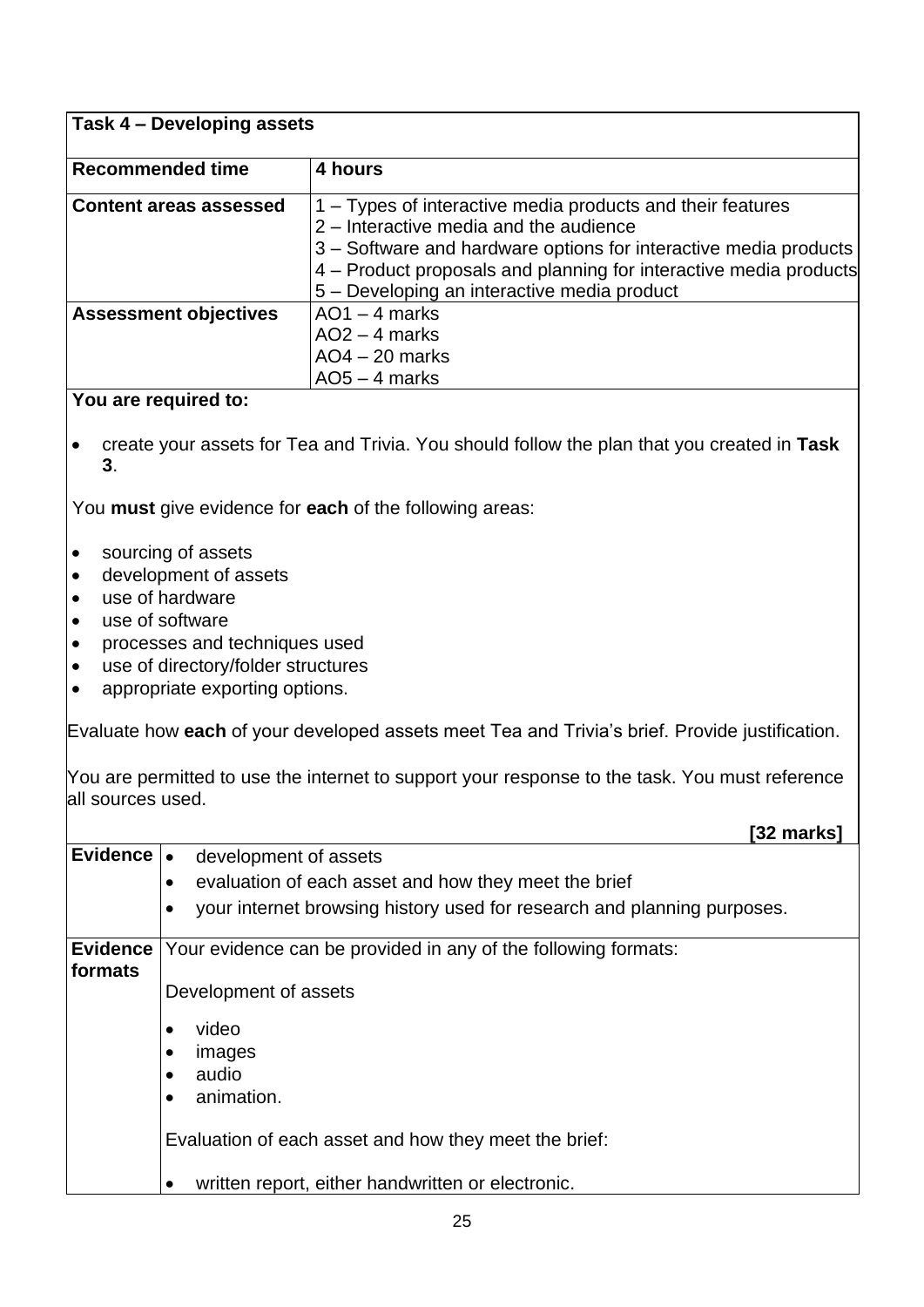| **Task 4 – Developing assets** | |
|---|---|
| **Recommended time** | **4 hours** |
| **Content areas assessed** | 1 – Types of interactive media products and their features<br>2 – Interactive media and the audience<br>3 – Software and hardware options for interactive media products<br>4 – Product proposals and planning for interactive media products<br>5 – Developing an interactive media product |
| **Assessment objectives** | AO1 – 4 marks<br>AO2 – 4 marks<br>AO4 – 20 marks<br>AO5 – 4 marks |

**You are required to:**

- create your assets for Tea and Trivia. You should follow the plan that you created in **Task 3**.

You **must** give evidence for **each** of the following areas:

- sourcing of assets
- development of assets
- use of hardware
- use of software
- processes and techniques used
- use of directory/folder structures
- appropriate exporting options.

Evaluate how **each** of your developed assets meet Tea and Trivia's brief. Provide justification.

You are permitted to use the internet to support your response to the task. You must reference all sources used.

**[32 marks]**

| | |
|---|---|
| **Evidence** | • development of assets<br>• evaluation of each asset and how they meet the brief<br>• your internet browsing history used for research and planning purposes. |
| **Evidence formats** | Your evidence can be provided in any of the following formats:<br><br>Development of assets<br><br>• video<br>• images<br>• audio<br>• animation.<br><br>Evaluation of each asset and how they meet the brief:<br><br>• written report, either handwritten or electronic. |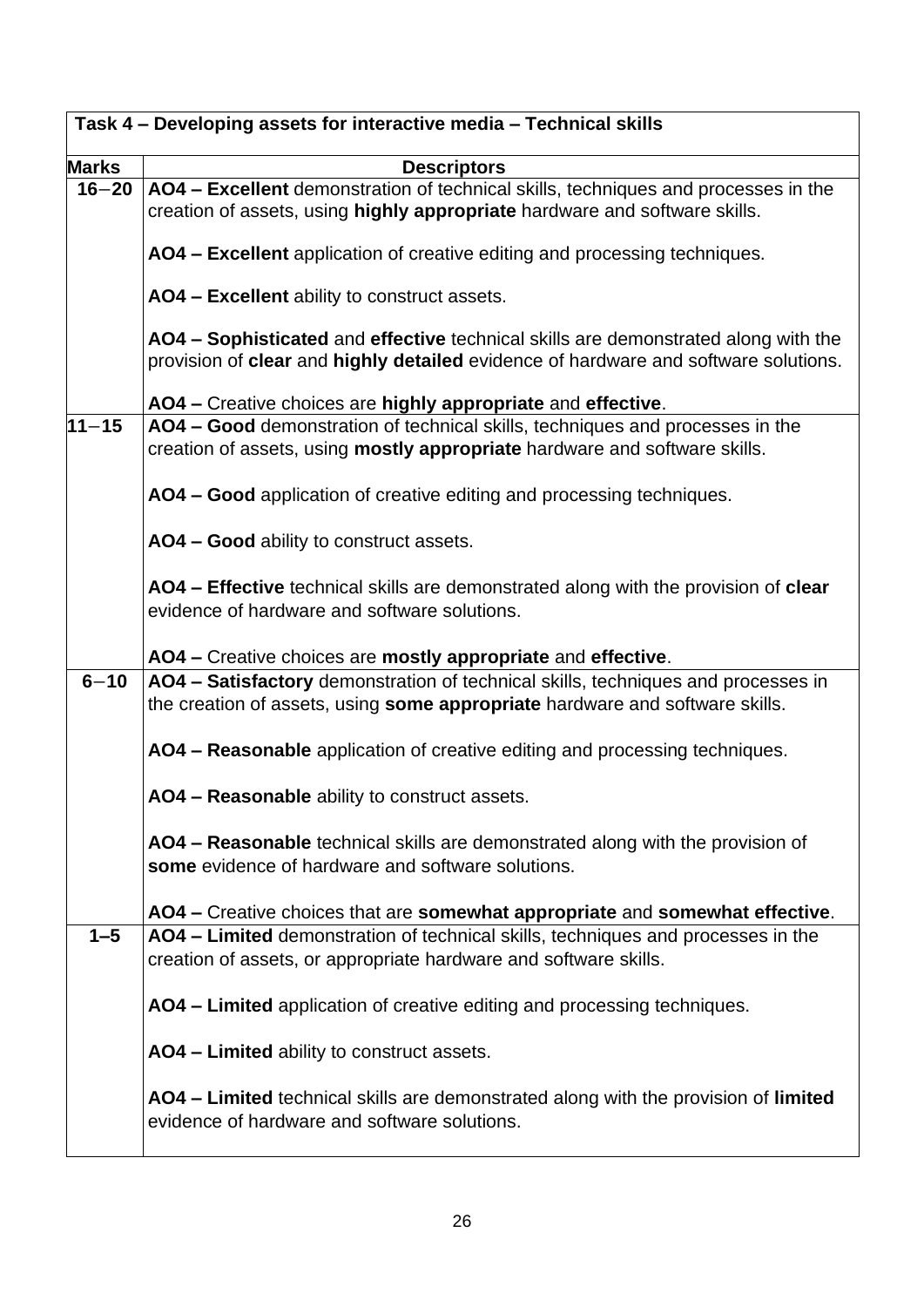| Task 4 – Developing assets for interactive media – Technical skills | |
|---|---|
| **Marks** | **Descriptors** |
| **16−20** | **AO4 – Excellent** demonstration of technical skills, techniques and processes in the creation of assets, using **highly appropriate** hardware and software skills.<br><br>**AO4 – Excellent** application of creative editing and processing techniques.<br><br>**AO4 – Excellent** ability to construct assets.<br><br>**AO4 – Sophisticated** and **effective** technical skills are demonstrated along with the provision of **clear** and **highly detailed** evidence of hardware and software solutions.<br><br>**AO4 –** Creative choices are **highly appropriate** and **effective**. |
| **11−15** | **AO4 – Good** demonstration of technical skills, techniques and processes in the creation of assets, using **mostly appropriate** hardware and software skills.<br><br>**AO4 – Good** application of creative editing and processing techniques.<br><br>**AO4 – Good** ability to construct assets.<br><br>**AO4 – Effective** technical skills are demonstrated along with the provision of **clear** evidence of hardware and software solutions.<br><br>**AO4 –** Creative choices are **mostly appropriate** and **effective**. |
| **6−10** | **AO4 – Satisfactory** demonstration of technical skills, techniques and processes in the creation of assets, using **some appropriate** hardware and software skills.<br><br>**AO4 – Reasonable** application of creative editing and processing techniques.<br><br>**AO4 – Reasonable** ability to construct assets.<br><br>**AO4 – Reasonable** technical skills are demonstrated along with the provision of **some** evidence of hardware and software solutions.<br><br>**AO4 –** Creative choices that are **somewhat appropriate** and **somewhat effective**. |
| **1–5** | **AO4 – Limited** demonstration of technical skills, techniques and processes in the creation of assets, or appropriate hardware and software skills.<br><br>**AO4 – Limited** application of creative editing and processing techniques.<br><br>**AO4 – Limited** ability to construct assets.<br><br>**AO4 – Limited** technical skills are demonstrated along with the provision of **limited** evidence of hardware and software solutions. |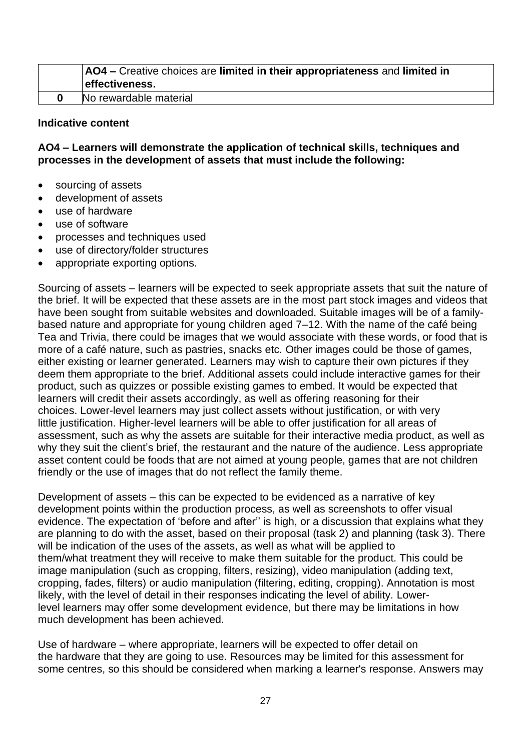| | |
|---|---|
| | **AO4 –** Creative choices are **limited in their appropriateness** and **limited in effectiveness.** |
| **0** | No rewardable material |

**Indicative content**

**AO4 – Learners will demonstrate the application of technical skills, techniques and processes in the development of assets that must include the following:**

- sourcing of assets
- development of assets
- use of hardware
- use of software
- processes and techniques used
- use of directory/folder structures
- appropriate exporting options.

Sourcing of assets – learners will be expected to seek appropriate assets that suit the nature of the brief. It will be expected that these assets are in the most part stock images and videos that have been sought from suitable websites and downloaded. Suitable images will be of a family-based nature and appropriate for young children aged 7–12. With the name of the café being Tea and Trivia, there could be images that we would associate with these words, or food that is more of a café nature, such as pastries, snacks etc. Other images could be those of games, either existing or learner generated. Learners may wish to capture their own pictures if they deem them appropriate to the brief. Additional assets could include interactive games for their product, such as quizzes or possible existing games to embed. It would be expected that learners will credit their assets accordingly, as well as offering reasoning for their choices. Lower-level learners may just collect assets without justification, or with very little justification. Higher-level learners will be able to offer justification for all areas of assessment, such as why the assets are suitable for their interactive media product, as well as why they suit the client's brief, the restaurant and the nature of the audience. Less appropriate asset content could be foods that are not aimed at young people, games that are not children friendly or the use of images that do not reflect the family theme.

Development of assets – this can be expected to be evidenced as a narrative of key development points within the production process, as well as screenshots to offer visual evidence. The expectation of 'before and after'' is high, or a discussion that explains what they are planning to do with the asset, based on their proposal (task 2) and planning (task 3). There will be indication of the uses of the assets, as well as what will be applied to them/what treatment they will receive to make them suitable for the product. This could be image manipulation (such as cropping, filters, resizing), video manipulation (adding text, cropping, fades, filters) or audio manipulation (filtering, editing, cropping). Annotation is most likely, with the level of detail in their responses indicating the level of ability. Lower-level learners may offer some development evidence, but there may be limitations in how much development has been achieved.

Use of hardware – where appropriate, learners will be expected to offer detail on the hardware that they are going to use. Resources may be limited for this assessment for some centres, so this should be considered when marking a learner's response. Answers may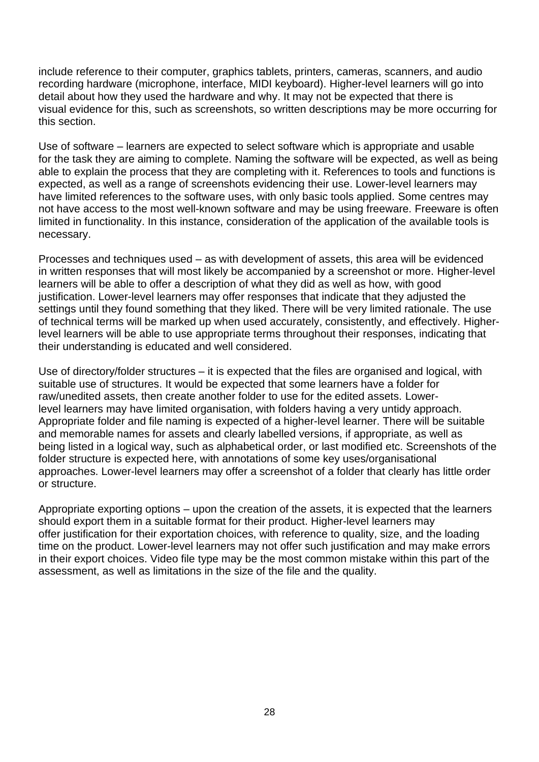include reference to their computer, graphics tablets, printers, cameras, scanners, and audio recording hardware (microphone, interface, MIDI keyboard). Higher-level learners will go into detail about how they used the hardware and why. It may not be expected that there is visual evidence for this, such as screenshots, so written descriptions may be more occurring for this section.

Use of software – learners are expected to select software which is appropriate and usable for the task they are aiming to complete. Naming the software will be expected, as well as being able to explain the process that they are completing with it. References to tools and functions is expected, as well as a range of screenshots evidencing their use. Lower-level learners may have limited references to the software uses, with only basic tools applied. Some centres may not have access to the most well-known software and may be using freeware. Freeware is often limited in functionality. In this instance, consideration of the application of the available tools is necessary.

Processes and techniques used – as with development of assets, this area will be evidenced in written responses that will most likely be accompanied by a screenshot or more. Higher-level learners will be able to offer a description of what they did as well as how, with good justification. Lower-level learners may offer responses that indicate that they adjusted the settings until they found something that they liked. There will be very limited rationale. The use of technical terms will be marked up when used accurately, consistently, and effectively. Higher-level learners will be able to use appropriate terms throughout their responses, indicating that their understanding is educated and well considered.

Use of directory/folder structures – it is expected that the files are organised and logical, with suitable use of structures. It would be expected that some learners have a folder for raw/unedited assets, then create another folder to use for the edited assets. Lower-level learners may have limited organisation, with folders having a very untidy approach. Appropriate folder and file naming is expected of a higher-level learner. There will be suitable and memorable names for assets and clearly labelled versions, if appropriate, as well as being listed in a logical way, such as alphabetical order, or last modified etc. Screenshots of the folder structure is expected here, with annotations of some key uses/organisational approaches. Lower-level learners may offer a screenshot of a folder that clearly has little order or structure.

Appropriate exporting options – upon the creation of the assets, it is expected that the learners should export them in a suitable format for their product. Higher-level learners may offer justification for their exportation choices, with reference to quality, size, and the loading time on the product. Lower-level learners may not offer such justification and may make errors in their export choices. Video file type may be the most common mistake within this part of the assessment, as well as limitations in the size of the file and the quality.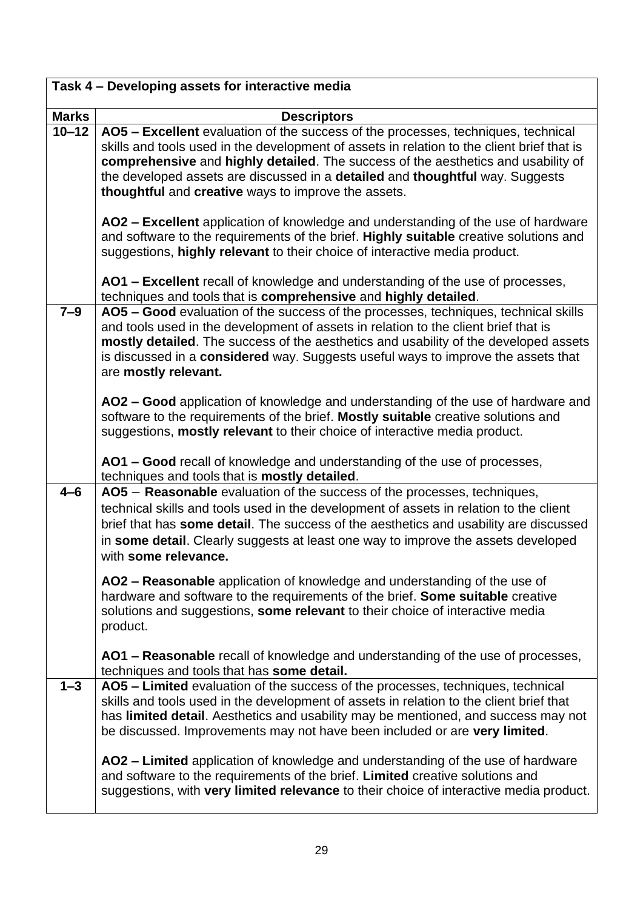| Task 4 – Developing assets for interactive media | |
|---|---|
| **Marks** | **Descriptors** |
| **10–12** | **AO5 – Excellent** evaluation of the success of the processes, techniques, technical skills and tools used in the development of assets in relation to the client brief that is **comprehensive** and **highly detailed**. The success of the aesthetics and usability of the developed assets are discussed in a **detailed** and **thoughtful** way. Suggests **thoughtful** and **creative** ways to improve the assets.<br><br>**AO2 – Excellent** application of knowledge and understanding of the use of hardware and software to the requirements of the brief. **Highly suitable** creative solutions and suggestions, **highly relevant** to their choice of interactive media product.<br><br>**AO1 – Excellent** recall of knowledge and understanding of the use of processes, techniques and tools that is **comprehensive** and **highly detailed**. |
| **7–9** | **AO5 – Good** evaluation of the success of the processes, techniques, technical skills and tools used in the development of assets in relation to the client brief that is **mostly detailed**. The success of the aesthetics and usability of the developed assets is discussed in a **considered** way. Suggests useful ways to improve the assets that are **mostly relevant.**<br><br>**AO2 – Good** application of knowledge and understanding of the use of hardware and software to the requirements of the brief. **Mostly suitable** creative solutions and suggestions, **mostly relevant** to their choice of interactive media product.<br><br>**AO1 – Good** recall of knowledge and understanding of the use of processes, techniques and tools that is **mostly detailed**. |
| **4–6** | **AO5 – Reasonable** evaluation of the success of the processes, techniques, technical skills and tools used in the development of assets in relation to the client brief that has **some detail**. The success of the aesthetics and usability are discussed in **some detail**. Clearly suggests at least one way to improve the assets developed with **some relevance.**<br><br>**AO2 – Reasonable** application of knowledge and understanding of the use of hardware and software to the requirements of the brief. **Some suitable** creative solutions and suggestions, **some relevant** to their choice of interactive media product.<br><br>**AO1 – Reasonable** recall of knowledge and understanding of the use of processes, techniques and tools that has **some detail.** |
| **1–3** | **AO5 – Limited** evaluation of the success of the processes, techniques, technical skills and tools used in the development of assets in relation to the client brief that has **limited detail**. Aesthetics and usability may be mentioned, and success may not be discussed. Improvements may not have been included or are **very limited**.<br><br>**AO2 – Limited** application of knowledge and understanding of the use of hardware and software to the requirements of the brief. **Limited** creative solutions and suggestions, with **very limited relevance** to their choice of interactive media product. |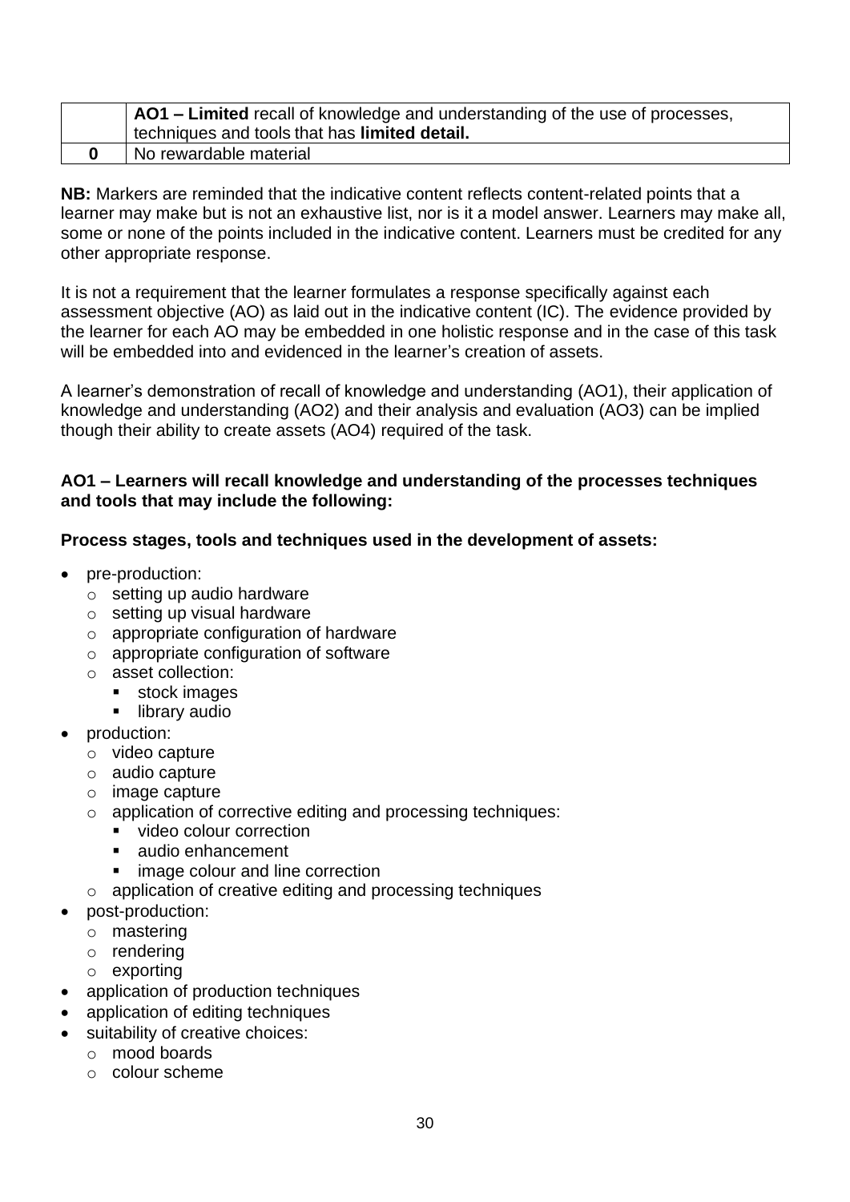|  |  |
|---|---|
|  | **AO1 – Limited** recall of knowledge and understanding of the use of processes, techniques and tools that has **limited detail.** |
| **0** | No rewardable material |

**NB:** Markers are reminded that the indicative content reflects content-related points that a learner may make but is not an exhaustive list, nor is it a model answer. Learners may make all, some or none of the points included in the indicative content. Learners must be credited for any other appropriate response.

It is not a requirement that the learner formulates a response specifically against each assessment objective (AO) as laid out in the indicative content (IC). The evidence provided by the learner for each AO may be embedded in one holistic response and in the case of this task will be embedded into and evidenced in the learner's creation of assets.

A learner's demonstration of recall of knowledge and understanding (AO1), their application of knowledge and understanding (AO2) and their analysis and evaluation (AO3) can be implied though their ability to create assets (AO4) required of the task.

**AO1 – Learners will recall knowledge and understanding of the processes techniques and tools that may include the following:**

**Process stages, tools and techniques used in the development of assets:**

- pre-production:
  - setting up audio hardware
  - setting up visual hardware
  - appropriate configuration of hardware
  - appropriate configuration of software
  - asset collection:
    - stock images
    - library audio
- production:
  - video capture
  - audio capture
  - image capture
  - application of corrective editing and processing techniques:
    - video colour correction
    - audio enhancement
    - image colour and line correction
  - application of creative editing and processing techniques
- post-production:
  - mastering
  - rendering
  - exporting
- application of production techniques
- application of editing techniques
- suitability of creative choices:
  - mood boards
  - colour scheme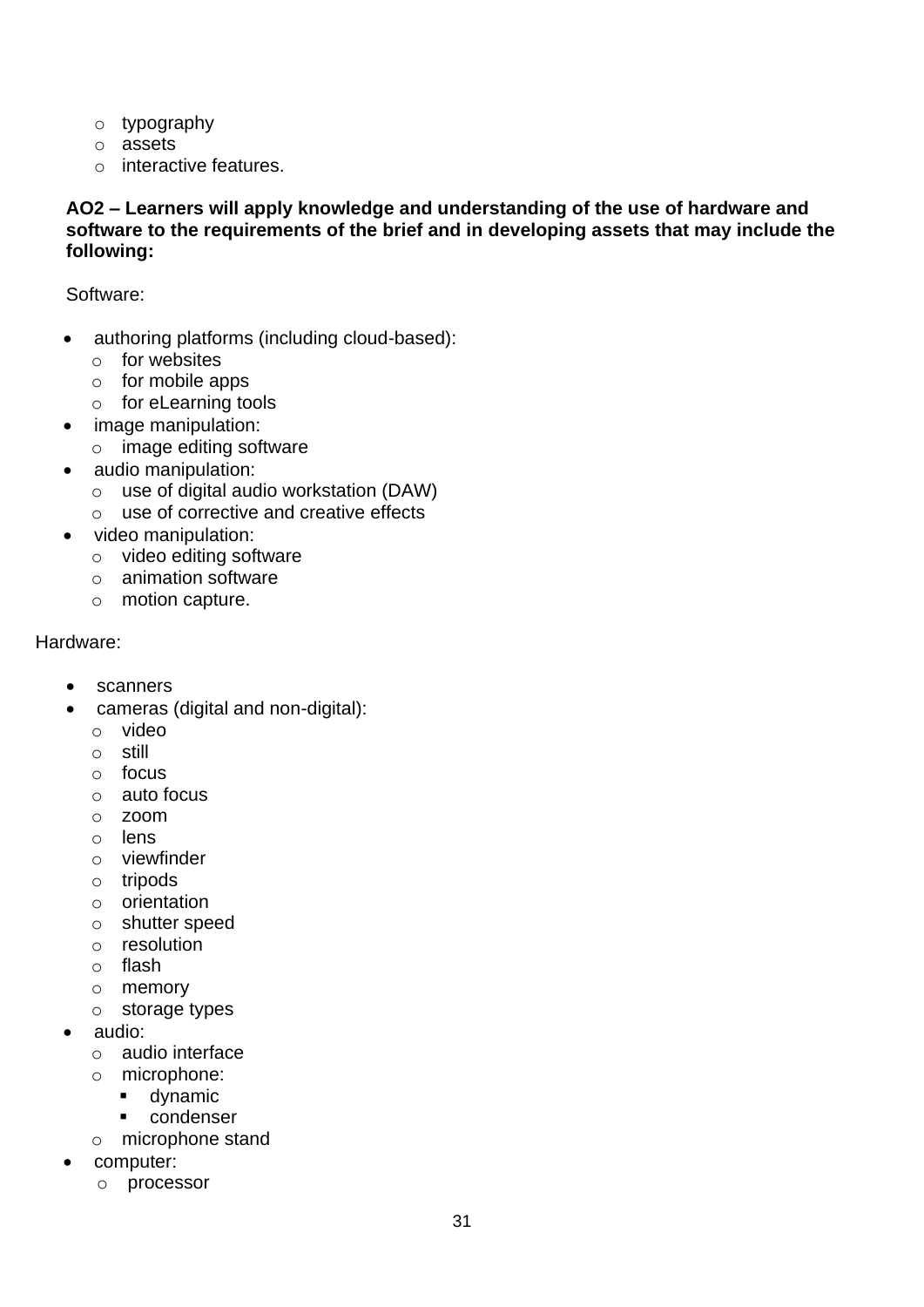- typography
  - assets
  - interactive features.

**AO2 – Learners will apply knowledge and understanding of the use of hardware and software to the requirements of the brief and in developing assets that may include the following:**

Software:

- authoring platforms (including cloud-based):
  - for websites
  - for mobile apps
  - for eLearning tools
- image manipulation:
  - image editing software
- audio manipulation:
  - use of digital audio workstation (DAW)
  - use of corrective and creative effects
- video manipulation:
  - video editing software
  - animation software
  - motion capture.

Hardware:

- scanners
- cameras (digital and non-digital):
  - video
  - still
  - focus
  - auto focus
  - zoom
  - lens
  - viewfinder
  - tripods
  - orientation
  - shutter speed
  - resolution
  - flash
  - memory
  - storage types
- audio:
  - audio interface
  - microphone:
    - dynamic
    - condenser
  - microphone stand
- computer:
  - processor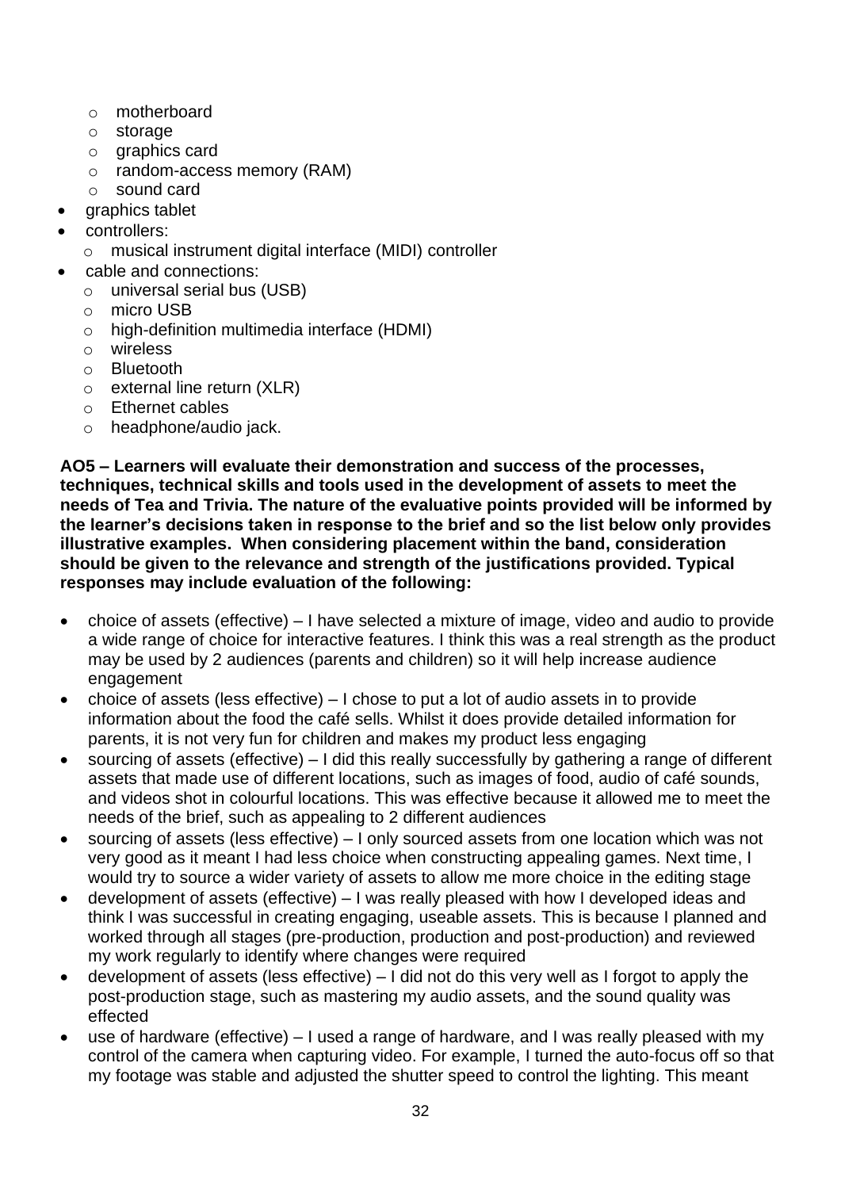- motherboard
  - storage
  - graphics card
  - random-access memory (RAM)
  - sound card
- graphics tablet
- controllers:
  - musical instrument digital interface (MIDI) controller
- cable and connections:
  - universal serial bus (USB)
  - micro USB
  - high-definition multimedia interface (HDMI)
  - wireless
  - Bluetooth
  - external line return (XLR)
  - Ethernet cables
  - headphone/audio jack.

**AO5 – Learners will evaluate their demonstration and success of the processes, techniques, technical skills and tools used in the development of assets to meet the needs of Tea and Trivia. The nature of the evaluative points provided will be informed by the learner's decisions taken in response to the brief and so the list below only provides illustrative examples. When considering placement within the band, consideration should be given to the relevance and strength of the justifications provided. Typical responses may include evaluation of the following:**

- choice of assets (effective) – I have selected a mixture of image, video and audio to provide a wide range of choice for interactive features. I think this was a real strength as the product may be used by 2 audiences (parents and children) so it will help increase audience engagement
- choice of assets (less effective) – I chose to put a lot of audio assets in to provide information about the food the café sells. Whilst it does provide detailed information for parents, it is not very fun for children and makes my product less engaging
- sourcing of assets (effective) – I did this really successfully by gathering a range of different assets that made use of different locations, such as images of food, audio of café sounds, and videos shot in colourful locations. This was effective because it allowed me to meet the needs of the brief, such as appealing to 2 different audiences
- sourcing of assets (less effective) – I only sourced assets from one location which was not very good as it meant I had less choice when constructing appealing games. Next time, I would try to source a wider variety of assets to allow me more choice in the editing stage
- development of assets (effective) – I was really pleased with how I developed ideas and think I was successful in creating engaging, useable assets. This is because I planned and worked through all stages (pre-production, production and post-production) and reviewed my work regularly to identify where changes were required
- development of assets (less effective) – I did not do this very well as I forgot to apply the post-production stage, such as mastering my audio assets, and the sound quality was effected
- use of hardware (effective) – I used a range of hardware, and I was really pleased with my control of the camera when capturing video. For example, I turned the auto-focus off so that my footage was stable and adjusted the shutter speed to control the lighting. This meant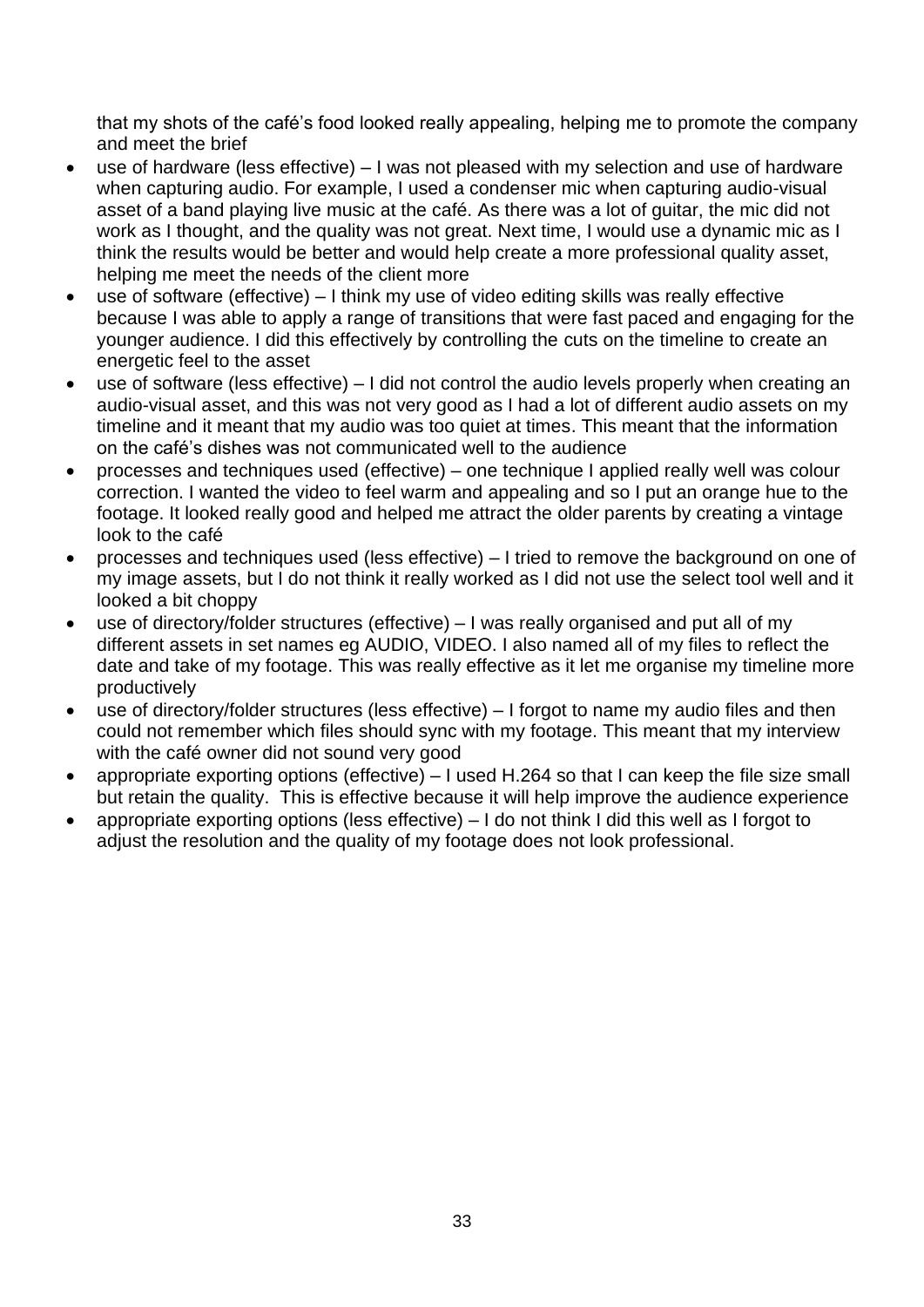that my shots of the café's food looked really appealing, helping me to promote the company and meet the brief

- use of hardware (less effective) – I was not pleased with my selection and use of hardware when capturing audio. For example, I used a condenser mic when capturing audio-visual asset of a band playing live music at the café. As there was a lot of guitar, the mic did not work as I thought, and the quality was not great. Next time, I would use a dynamic mic as I think the results would be better and would help create a more professional quality asset, helping me meet the needs of the client more
- use of software (effective) – I think my use of video editing skills was really effective because I was able to apply a range of transitions that were fast paced and engaging for the younger audience. I did this effectively by controlling the cuts on the timeline to create an energetic feel to the asset
- use of software (less effective) – I did not control the audio levels properly when creating an audio-visual asset, and this was not very good as I had a lot of different audio assets on my timeline and it meant that my audio was too quiet at times. This meant that the information on the café's dishes was not communicated well to the audience
- processes and techniques used (effective) – one technique I applied really well was colour correction. I wanted the video to feel warm and appealing and so I put an orange hue to the footage. It looked really good and helped me attract the older parents by creating a vintage look to the café
- processes and techniques used (less effective) – I tried to remove the background on one of my image assets, but I do not think it really worked as I did not use the select tool well and it looked a bit choppy
- use of directory/folder structures (effective) – I was really organised and put all of my different assets in set names eg AUDIO, VIDEO. I also named all of my files to reflect the date and take of my footage. This was really effective as it let me organise my timeline more productively
- use of directory/folder structures (less effective) – I forgot to name my audio files and then could not remember which files should sync with my footage. This meant that my interview with the café owner did not sound very good
- appropriate exporting options (effective) – I used H.264 so that I can keep the file size small but retain the quality. This is effective because it will help improve the audience experience
- appropriate exporting options (less effective) – I do not think I did this well as I forgot to adjust the resolution and the quality of my footage does not look professional.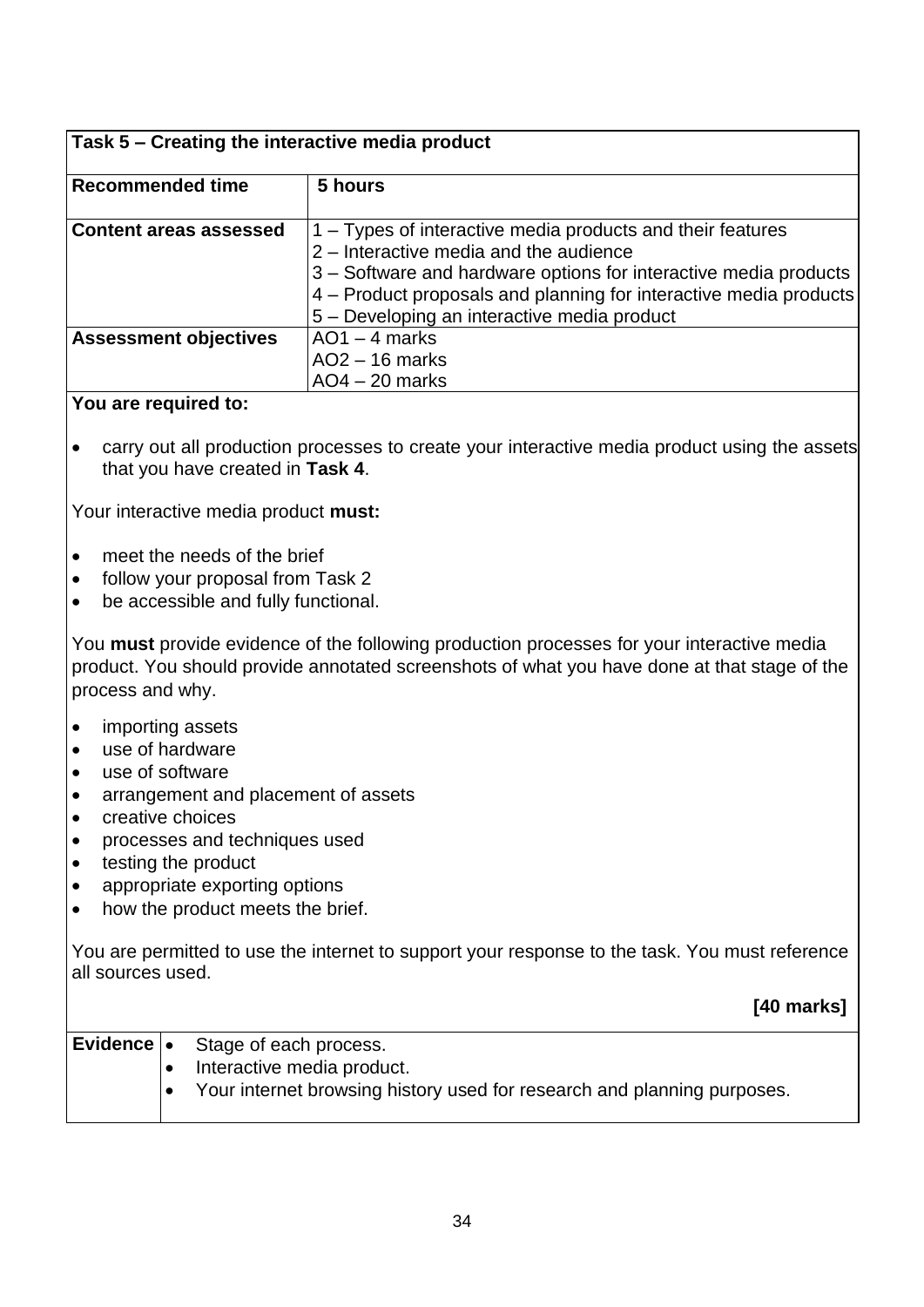| Task 5 – Creating the interactive media product | |
|---|---|
| **Recommended time** | **5 hours** |
| **Content areas assessed** | 1 – Types of interactive media products and their features<br>2 – Interactive media and the audience<br>3 – Software and hardware options for interactive media products<br>4 – Product proposals and planning for interactive media products<br>5 – Developing an interactive media product |
| **Assessment objectives** | AO1 – 4 marks<br>AO2 – 16 marks<br>AO4 – 20 marks |

**You are required to:**

- carry out all production processes to create your interactive media product using the assets that you have created in **Task 4**.

Your interactive media product **must:**

- meet the needs of the brief
- follow your proposal from Task 2
- be accessible and fully functional.

You **must** provide evidence of the following production processes for your interactive media product. You should provide annotated screenshots of what you have done at that stage of the process and why.

- importing assets
- use of hardware
- use of software
- arrangement and placement of assets
- creative choices
- processes and techniques used
- testing the product
- appropriate exporting options
- how the product meets the brief.

You are permitted to use the internet to support your response to the task. You must reference all sources used.

**[40 marks]**

| **Evidence** | |
|---|---|
| | • Stage of each process.<br>• Interactive media product.<br>• Your internet browsing history used for research and planning purposes. |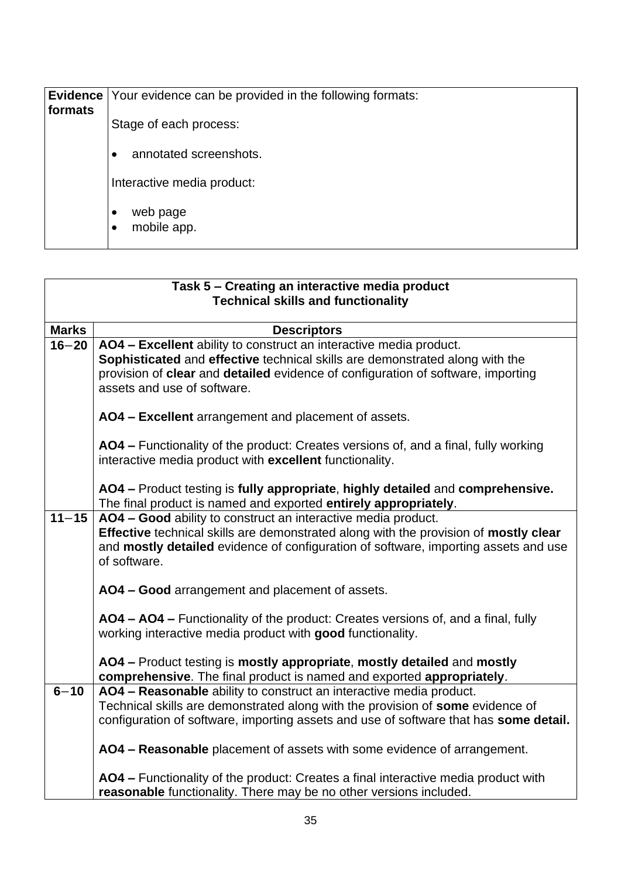| **Evidence formats** | Your evidence can be provided in the following formats:<br><br>Stage of each process:<br><br>• annotated screenshots.<br><br>Interactive media product:<br><br>• web page<br>• mobile app. |
|---|---|

| **Task 5 – Creating an interactive media product**<br>**Technical skills and functionality** | |
|---|---|
| **Marks** | **Descriptors** |
| **16−20** | **AO4 – Excellent** ability to construct an interactive media product.<br>**Sophisticated** and **effective** technical skills are demonstrated along with the provision of **clear** and **detailed** evidence of configuration of software, importing assets and use of software.<br><br>**AO4 – Excellent** arrangement and placement of assets.<br><br>**AO4 –** Functionality of the product: Creates versions of, and a final, fully working interactive media product with **excellent** functionality.<br><br>**AO4 –** Product testing is **fully appropriate**, **highly detailed** and **comprehensive.** The final product is named and exported **entirely appropriately**. |
| **11−15** | **AO4 – Good** ability to construct an interactive media product.<br>**Effective** technical skills are demonstrated along with the provision of **mostly clear** and **mostly detailed** evidence of configuration of software, importing assets and use of software.<br><br>**AO4 – Good** arrangement and placement of assets.<br><br>**AO4 – AO4 –** Functionality of the product: Creates versions of, and a final, fully working interactive media product with **good** functionality.<br><br>**AO4 –** Product testing is **mostly appropriate**, **mostly detailed** and **mostly comprehensive**. The final product is named and exported **appropriately**. |
| **6−10** | **AO4 – Reasonable** ability to construct an interactive media product.<br>Technical skills are demonstrated along with the provision of **some** evidence of configuration of software, importing assets and use of software that has **some detail.**<br><br>**AO4 – Reasonable** placement of assets with some evidence of arrangement.<br><br>**AO4 –** Functionality of the product: Creates a final interactive media product with **reasonable** functionality. There may be no other versions included. |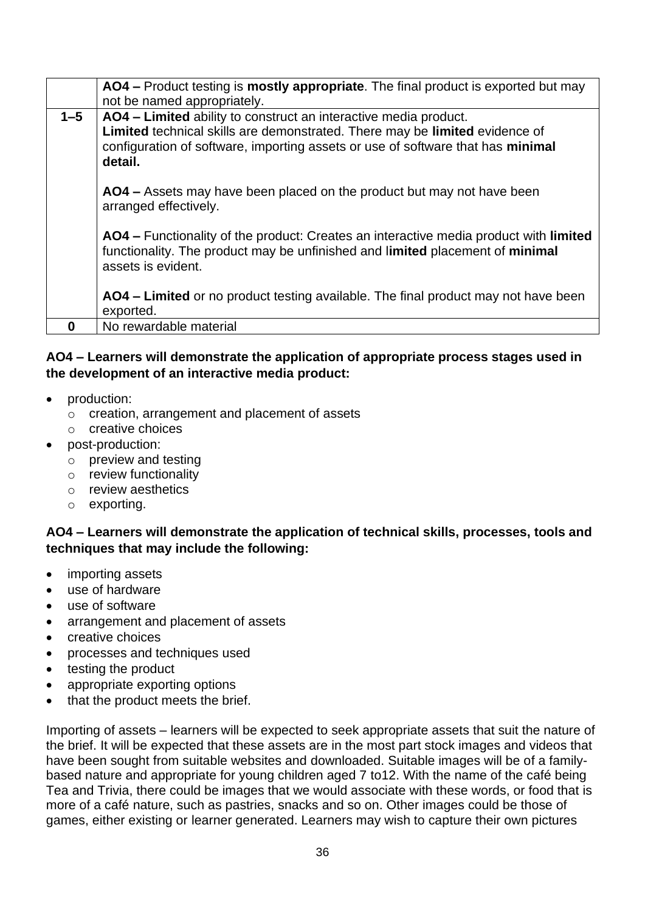| | |
|---|---|
| | **AO4 –** Product testing is **mostly appropriate**. The final product is exported but may not be named appropriately. |
| **1–5** | **AO4 – Limited** ability to construct an interactive media product.<br>**Limited** technical skills are demonstrated. There may be **limited** evidence of configuration of software, importing assets or use of software that has **minimal detail.**<br><br>**AO4 –** Assets may have been placed on the product but may not have been arranged effectively.<br><br>**AO4 –** Functionality of the product: Creates an interactive media product with **limited** functionality. The product may be unfinished and l**imited** placement of **minimal** assets is evident.<br><br>**AO4 – Limited** or no product testing available. The final product may not have been exported. |
| **0** | No rewardable material |

**AO4 – Learners will demonstrate the application of appropriate process stages used in the development of an interactive media product:**

- production:
  - creation, arrangement and placement of assets
  - creative choices
- post-production:
  - preview and testing
  - review functionality
  - review aesthetics
  - exporting.

**AO4 – Learners will demonstrate the application of technical skills, processes, tools and techniques that may include the following:**

- importing assets
- use of hardware
- use of software
- arrangement and placement of assets
- creative choices
- processes and techniques used
- testing the product
- appropriate exporting options
- that the product meets the brief.

Importing of assets – learners will be expected to seek appropriate assets that suit the nature of the brief. It will be expected that these assets are in the most part stock images and videos that have been sought from suitable websites and downloaded. Suitable images will be of a family-based nature and appropriate for young children aged 7 to12. With the name of the café being Tea and Trivia, there could be images that we would associate with these words, or food that is more of a café nature, such as pastries, snacks and so on. Other images could be those of games, either existing or learner generated. Learners may wish to capture their own pictures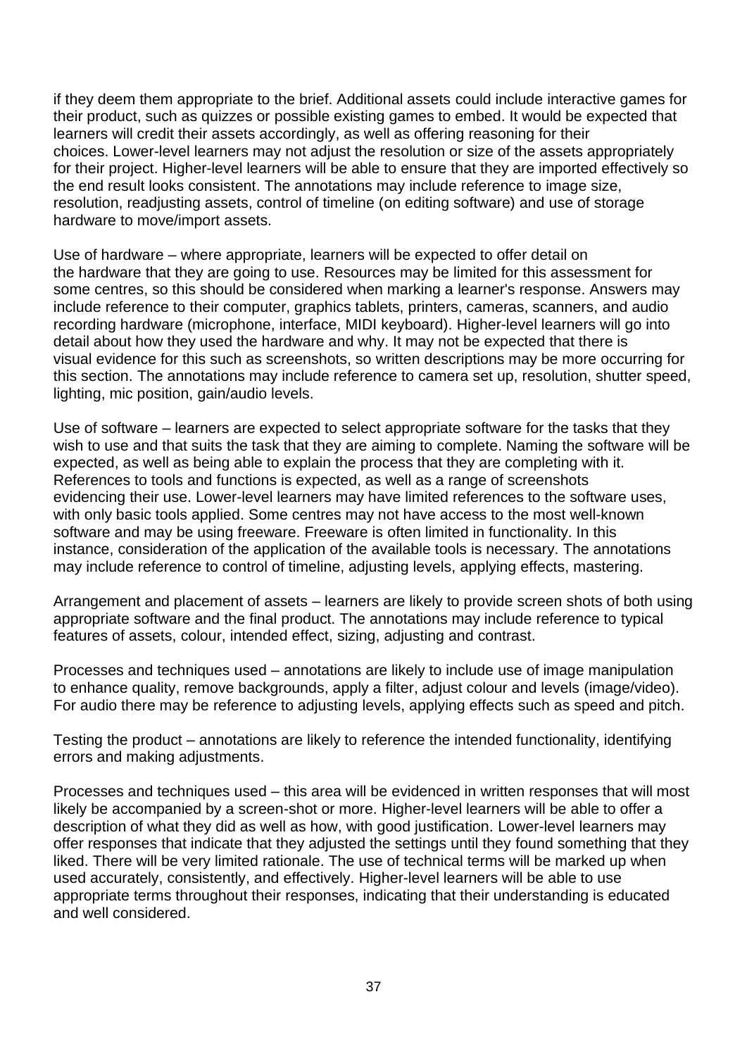if they deem them appropriate to the brief. Additional assets could include interactive games for their product, such as quizzes or possible existing games to embed. It would be expected that learners will credit their assets accordingly, as well as offering reasoning for their choices. Lower-level learners may not adjust the resolution or size of the assets appropriately for their project. Higher-level learners will be able to ensure that they are imported effectively so the end result looks consistent. The annotations may include reference to image size, resolution, readjusting assets, control of timeline (on editing software) and use of storage hardware to move/import assets.

Use of hardware – where appropriate, learners will be expected to offer detail on the hardware that they are going to use. Resources may be limited for this assessment for some centres, so this should be considered when marking a learner's response. Answers may include reference to their computer, graphics tablets, printers, cameras, scanners, and audio recording hardware (microphone, interface, MIDI keyboard). Higher-level learners will go into detail about how they used the hardware and why. It may not be expected that there is visual evidence for this such as screenshots, so written descriptions may be more occurring for this section. The annotations may include reference to camera set up, resolution, shutter speed, lighting, mic position, gain/audio levels.

Use of software – learners are expected to select appropriate software for the tasks that they wish to use and that suits the task that they are aiming to complete. Naming the software will be expected, as well as being able to explain the process that they are completing with it. References to tools and functions is expected, as well as a range of screenshots evidencing their use. Lower-level learners may have limited references to the software uses, with only basic tools applied. Some centres may not have access to the most well-known software and may be using freeware. Freeware is often limited in functionality. In this instance, consideration of the application of the available tools is necessary. The annotations may include reference to control of timeline, adjusting levels, applying effects, mastering.

Arrangement and placement of assets – learners are likely to provide screen shots of both using appropriate software and the final product. The annotations may include reference to typical features of assets, colour, intended effect, sizing, adjusting and contrast.

Processes and techniques used – annotations are likely to include use of image manipulation to enhance quality, remove backgrounds, apply a filter, adjust colour and levels (image/video). For audio there may be reference to adjusting levels, applying effects such as speed and pitch.

Testing the product – annotations are likely to reference the intended functionality, identifying errors and making adjustments.

Processes and techniques used – this area will be evidenced in written responses that will most likely be accompanied by a screen-shot or more. Higher-level learners will be able to offer a description of what they did as well as how, with good justification. Lower-level learners may offer responses that indicate that they adjusted the settings until they found something that they liked. There will be very limited rationale. The use of technical terms will be marked up when used accurately, consistently, and effectively. Higher-level learners will be able to use appropriate terms throughout their responses, indicating that their understanding is educated and well considered.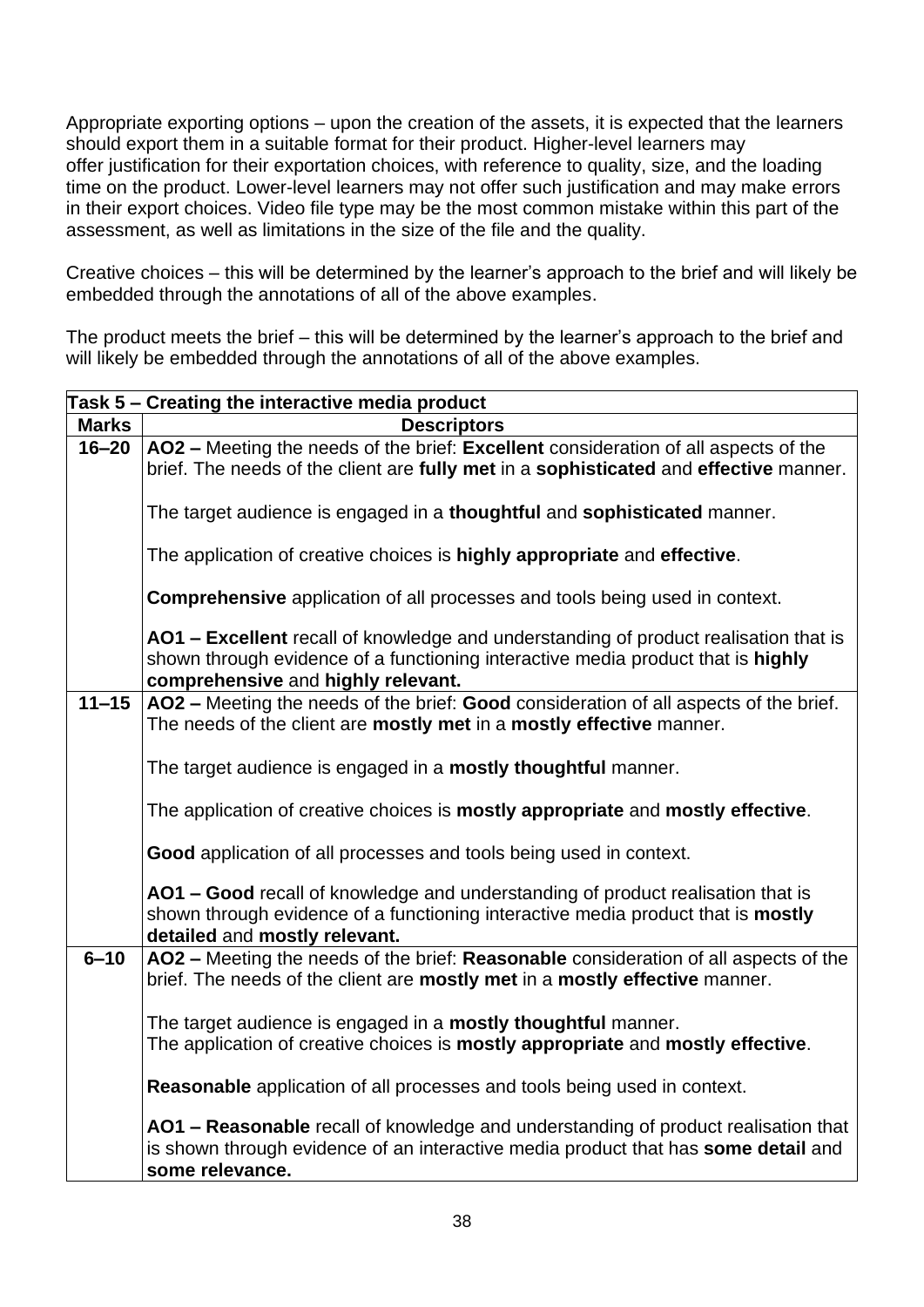Appropriate exporting options – upon the creation of the assets, it is expected that the learners should export them in a suitable format for their product. Higher-level learners may offer justification for their exportation choices, with reference to quality, size, and the loading time on the product. Lower-level learners may not offer such justification and may make errors in their export choices. Video file type may be the most common mistake within this part of the assessment, as well as limitations in the size of the file and the quality.

Creative choices – this will be determined by the learner's approach to the brief and will likely be embedded through the annotations of all of the above examples.

The product meets the brief – this will be determined by the learner's approach to the brief and will likely be embedded through the annotations of all of the above examples.

| **Task 5 – Creating the interactive media product** | |
|---|---|
| **Marks** | **Descriptors** |
| **16–20** | **AO2 –** Meeting the needs of the brief: **Excellent** consideration of all aspects of the brief. The needs of the client are **fully met** in a **sophisticated** and **effective** manner.<br><br>The target audience is engaged in a **thoughtful** and **sophisticated** manner.<br><br>The application of creative choices is **highly appropriate** and **effective**.<br><br>**Comprehensive** application of all processes and tools being used in context.<br><br>**AO1 – Excellent** recall of knowledge and understanding of product realisation that is shown through evidence of a functioning interactive media product that is **highly comprehensive** and **highly relevant.** |
| **11–15** | **AO2 –** Meeting the needs of the brief: **Good** consideration of all aspects of the brief. The needs of the client are **mostly met** in a **mostly effective** manner.<br><br>The target audience is engaged in a **mostly thoughtful** manner.<br><br>The application of creative choices is **mostly appropriate** and **mostly effective**.<br><br>**Good** application of all processes and tools being used in context.<br><br>**AO1 – Good** recall of knowledge and understanding of product realisation that is shown through evidence of a functioning interactive media product that is **mostly detailed** and **mostly relevant.** |
| **6–10** | **AO2 –** Meeting the needs of the brief: **Reasonable** consideration of all aspects of the brief. The needs of the client are **mostly met** in a **mostly effective** manner.<br><br>The target audience is engaged in a **mostly thoughtful** manner.<br>The application of creative choices is **mostly appropriate** and **mostly effective**.<br><br>**Reasonable** application of all processes and tools being used in context.<br><br>**AO1 – Reasonable** recall of knowledge and understanding of product realisation that is shown through evidence of an interactive media product that has **some detail** and **some relevance.** |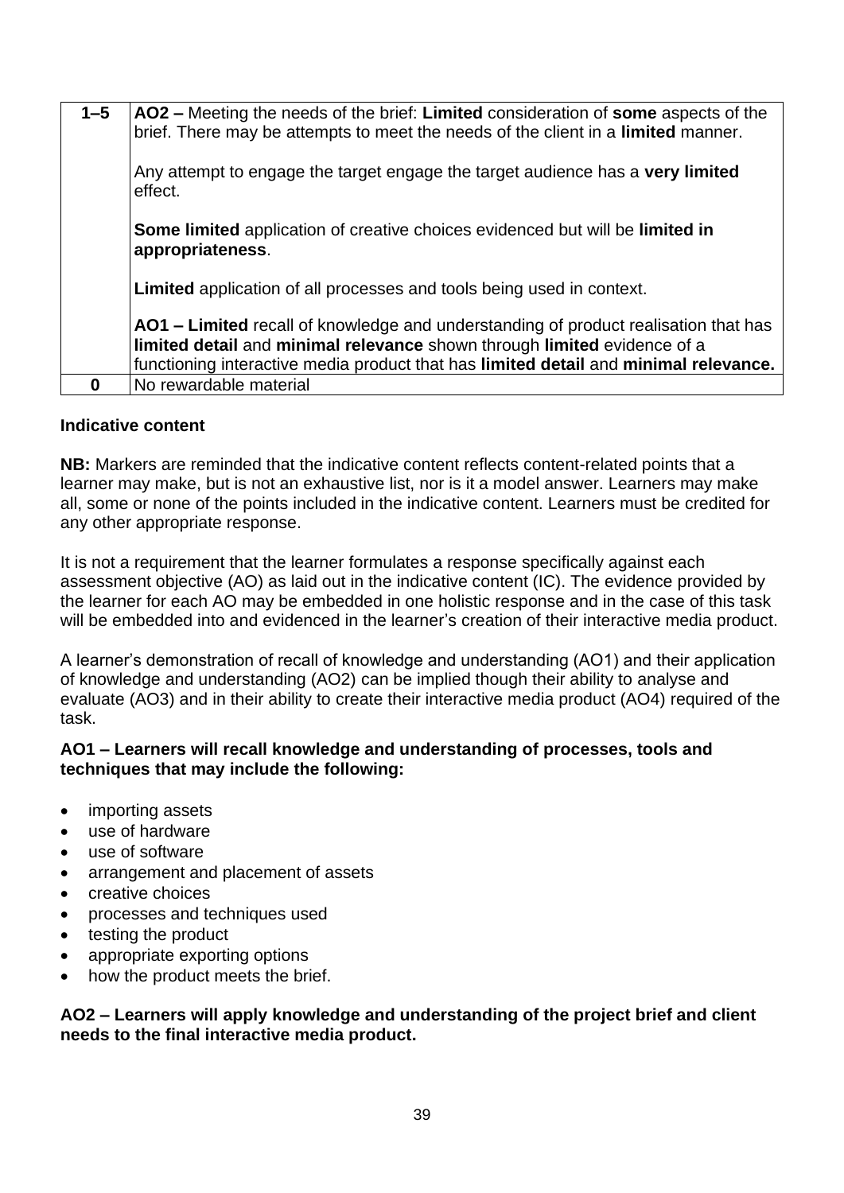| | |
|---|---|
| **1–5** | **AO2 –** Meeting the needs of the brief: **Limited** consideration of **some** aspects of the brief. There may be attempts to meet the needs of the client in a **limited** manner.<br><br>Any attempt to engage the target engage the target audience has a **very limited** effect.<br><br>**Some limited** application of creative choices evidenced but will be **limited in appropriateness**.<br><br>**Limited** application of all processes and tools being used in context.<br><br>**AO1 – Limited** recall of knowledge and understanding of product realisation that has **limited detail** and **minimal relevance** shown through **limited** evidence of a functioning interactive media product that has **limited detail** and **minimal relevance.** |
| **0** | No rewardable material |

**Indicative content**

**NB:** Markers are reminded that the indicative content reflects content-related points that a learner may make, but is not an exhaustive list, nor is it a model answer. Learners may make all, some or none of the points included in the indicative content. Learners must be credited for any other appropriate response.

It is not a requirement that the learner formulates a response specifically against each assessment objective (AO) as laid out in the indicative content (IC). The evidence provided by the learner for each AO may be embedded in one holistic response and in the case of this task will be embedded into and evidenced in the learner's creation of their interactive media product.

A learner's demonstration of recall of knowledge and understanding (AO1) and their application of knowledge and understanding (AO2) can be implied though their ability to analyse and evaluate (AO3) and in their ability to create their interactive media product (AO4) required of the task.

**AO1 – Learners will recall knowledge and understanding of processes, tools and techniques that may include the following:**

- importing assets
- use of hardware
- use of software
- arrangement and placement of assets
- creative choices
- processes and techniques used
- testing the product
- appropriate exporting options
- how the product meets the brief.

**AO2 – Learners will apply knowledge and understanding of the project brief and client needs to the final interactive media product.**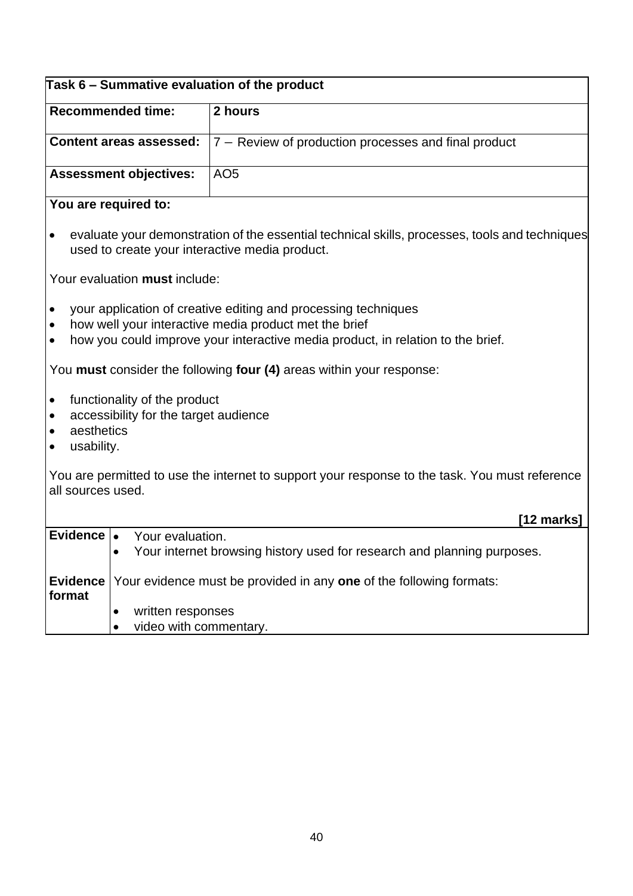| Task 6 – Summative evaluation of the product | |
|---|---|
| **Recommended time:** | **2 hours** |
| **Content areas assessed:** | 7 – Review of production processes and final product |
| **Assessment objectives:** | AO5 |

**You are required to:**

- evaluate your demonstration of the essential technical skills, processes, tools and techniques used to create your interactive media product.

Your evaluation **must** include:

- your application of creative editing and processing techniques
- how well your interactive media product met the brief
- how you could improve your interactive media product, in relation to the brief.

You **must** consider the following **four (4)** areas within your response:

- functionality of the product
- accessibility for the target audience
- aesthetics
- usability.

You are permitted to use the internet to support your response to the task. You must reference all sources used.

**[12 marks]**

| | |
|---|---|
| **Evidence** | • Your evaluation.<br>• Your internet browsing history used for research and planning purposes. |
| **Evidence format** | Your evidence must be provided in any **one** of the following formats:<br>• written responses<br>• video with commentary. |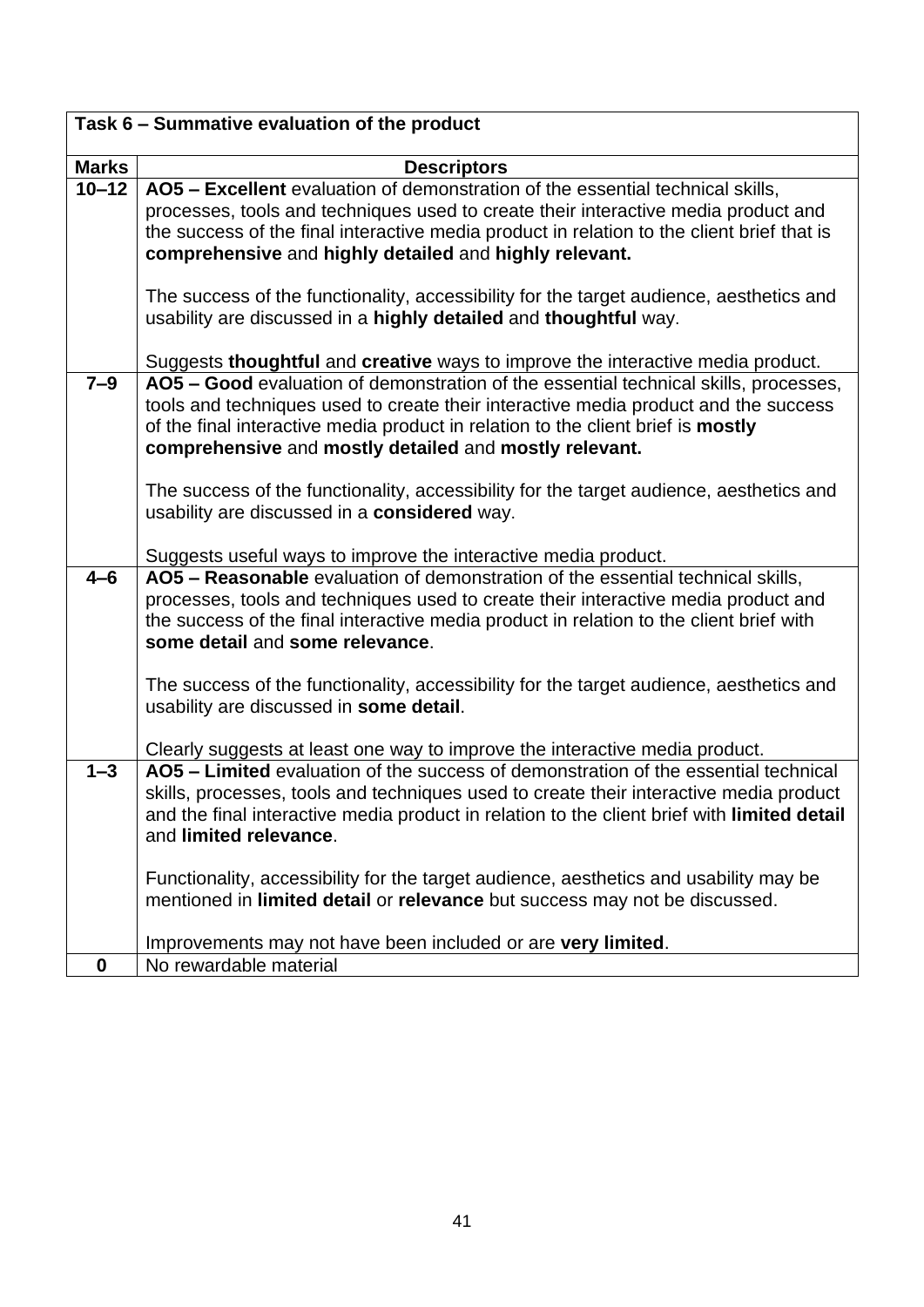| Task 6 – Summative evaluation of the product | |
|---|---|
| **Marks** | **Descriptors** |
| **10–12** | **AO5 – Excellent** evaluation of demonstration of the essential technical skills, processes, tools and techniques used to create their interactive media product and the success of the final interactive media product in relation to the client brief that is **comprehensive** and **highly detailed** and **highly relevant.**<br><br>The success of the functionality, accessibility for the target audience, aesthetics and usability are discussed in a **highly detailed** and **thoughtful** way.<br><br>Suggests **thoughtful** and **creative** ways to improve the interactive media product. |
| **7–9** | **AO5 – Good** evaluation of demonstration of the essential technical skills, processes, tools and techniques used to create their interactive media product and the success of the final interactive media product in relation to the client brief is **mostly comprehensive** and **mostly detailed** and **mostly relevant.**<br><br>The success of the functionality, accessibility for the target audience, aesthetics and usability are discussed in a **considered** way.<br><br>Suggests useful ways to improve the interactive media product. |
| **4–6** | **AO5 – Reasonable** evaluation of demonstration of the essential technical skills, processes, tools and techniques used to create their interactive media product and the success of the final interactive media product in relation to the client brief with **some detail** and **some relevance**.<br><br>The success of the functionality, accessibility for the target audience, aesthetics and usability are discussed in **some detail**.<br><br>Clearly suggests at least one way to improve the interactive media product. |
| **1–3** | **AO5 – Limited** evaluation of the success of demonstration of the essential technical skills, processes, tools and techniques used to create their interactive media product and the final interactive media product in relation to the client brief with **limited detail** and **limited relevance**.<br><br>Functionality, accessibility for the target audience, aesthetics and usability may be mentioned in **limited detail** or **relevance** but success may not be discussed.<br><br>Improvements may not have been included or are **very limited**. |
| **0** | No rewardable material |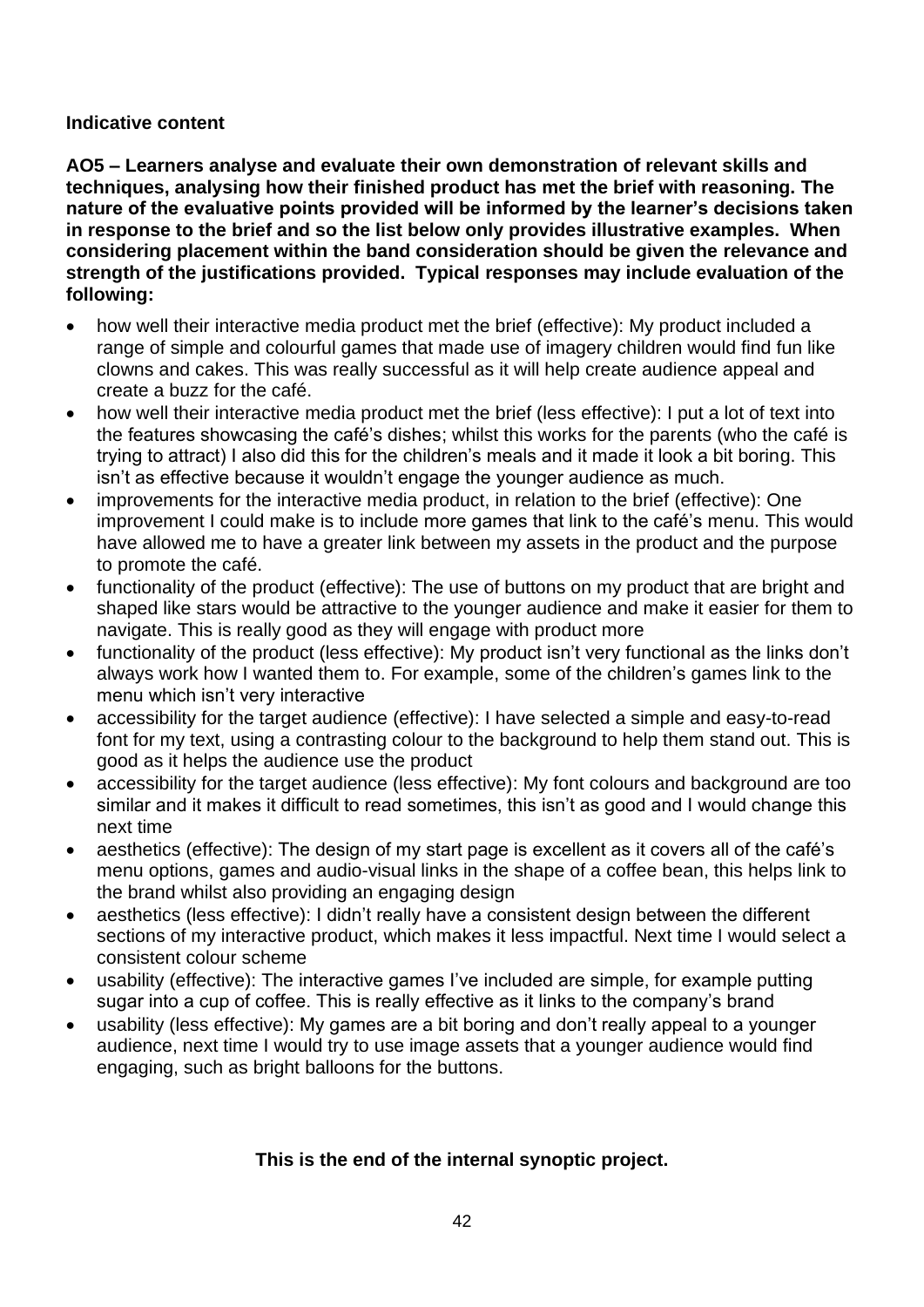**Indicative content**

**AO5 – Learners analyse and evaluate their own demonstration of relevant skills and techniques, analysing how their finished product has met the brief with reasoning. The nature of the evaluative points provided will be informed by the learner's decisions taken in response to the brief and so the list below only provides illustrative examples. When considering placement within the band consideration should be given the relevance and strength of the justifications provided. Typical responses may include evaluation of the following:**

- how well their interactive media product met the brief (effective): My product included a range of simple and colourful games that made use of imagery children would find fun like clowns and cakes. This was really successful as it will help create audience appeal and create a buzz for the café.
- how well their interactive media product met the brief (less effective): I put a lot of text into the features showcasing the café's dishes; whilst this works for the parents (who the café is trying to attract) I also did this for the children's meals and it made it look a bit boring. This isn't as effective because it wouldn't engage the younger audience as much.
- improvements for the interactive media product, in relation to the brief (effective): One improvement I could make is to include more games that link to the café's menu. This would have allowed me to have a greater link between my assets in the product and the purpose to promote the café.
- functionality of the product (effective): The use of buttons on my product that are bright and shaped like stars would be attractive to the younger audience and make it easier for them to navigate. This is really good as they will engage with product more
- functionality of the product (less effective): My product isn't very functional as the links don't always work how I wanted them to. For example, some of the children's games link to the menu which isn't very interactive
- accessibility for the target audience (effective): I have selected a simple and easy-to-read font for my text, using a contrasting colour to the background to help them stand out. This is good as it helps the audience use the product
- accessibility for the target audience (less effective): My font colours and background are too similar and it makes it difficult to read sometimes, this isn't as good and I would change this next time
- aesthetics (effective): The design of my start page is excellent as it covers all of the café's menu options, games and audio-visual links in the shape of a coffee bean, this helps link to the brand whilst also providing an engaging design
- aesthetics (less effective): I didn't really have a consistent design between the different sections of my interactive product, which makes it less impactful. Next time I would select a consistent colour scheme
- usability (effective): The interactive games I've included are simple, for example putting sugar into a cup of coffee. This is really effective as it links to the company's brand
- usability (less effective): My games are a bit boring and don't really appeal to a younger audience, next time I would try to use image assets that a younger audience would find engaging, such as bright balloons for the buttons.

**This is the end of the internal synoptic project.**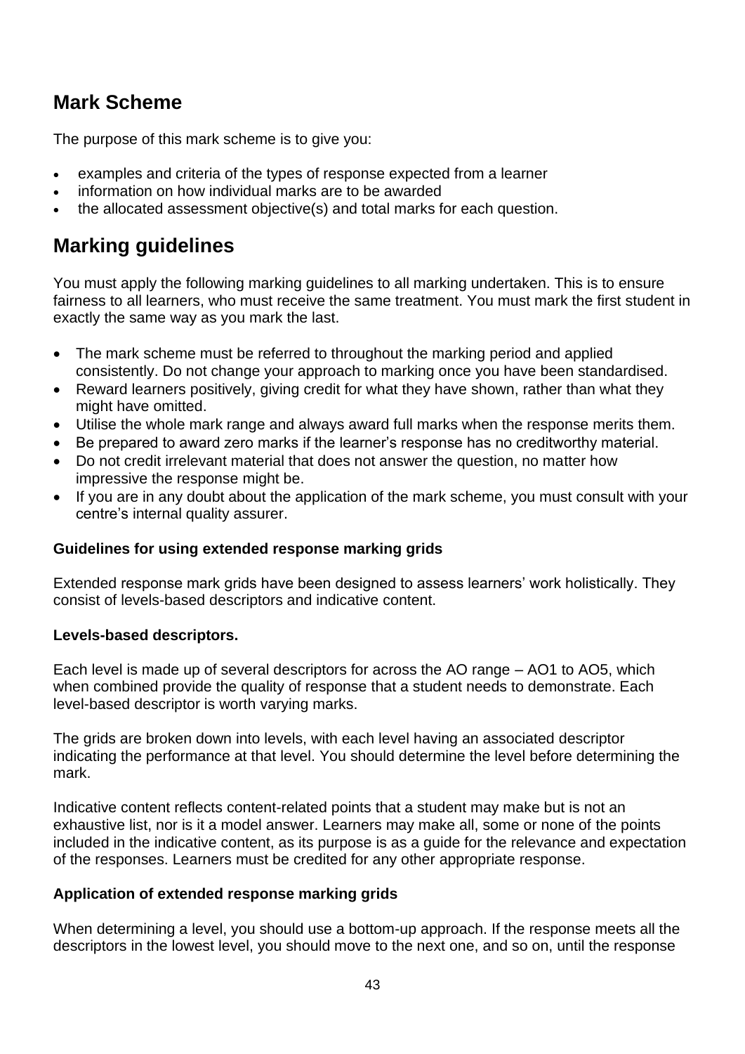## Mark Scheme

The purpose of this mark scheme is to give you:

- examples and criteria of the types of response expected from a learner
- information on how individual marks are to be awarded
- the allocated assessment objective(s) and total marks for each question.

## Marking guidelines

You must apply the following marking guidelines to all marking undertaken. This is to ensure fairness to all learners, who must receive the same treatment. You must mark the first student in exactly the same way as you mark the last.

- The mark scheme must be referred to throughout the marking period and applied consistently. Do not change your approach to marking once you have been standardised.
- Reward learners positively, giving credit for what they have shown, rather than what they might have omitted.
- Utilise the whole mark range and always award full marks when the response merits them.
- Be prepared to award zero marks if the learner's response has no creditworthy material.
- Do not credit irrelevant material that does not answer the question, no matter how impressive the response might be.
- If you are in any doubt about the application of the mark scheme, you must consult with your centre's internal quality assurer.

**Guidelines for using extended response marking grids**

Extended response mark grids have been designed to assess learners' work holistically. They consist of levels-based descriptors and indicative content.

**Levels-based descriptors.**

Each level is made up of several descriptors for across the AO range – AO1 to AO5, which when combined provide the quality of response that a student needs to demonstrate. Each level-based descriptor is worth varying marks.

The grids are broken down into levels, with each level having an associated descriptor indicating the performance at that level. You should determine the level before determining the mark.

Indicative content reflects content-related points that a student may make but is not an exhaustive list, nor is it a model answer. Learners may make all, some or none of the points included in the indicative content, as its purpose is as a guide for the relevance and expectation of the responses. Learners must be credited for any other appropriate response.

**Application of extended response marking grids**

When determining a level, you should use a bottom-up approach. If the response meets all the descriptors in the lowest level, you should move to the next one, and so on, until the response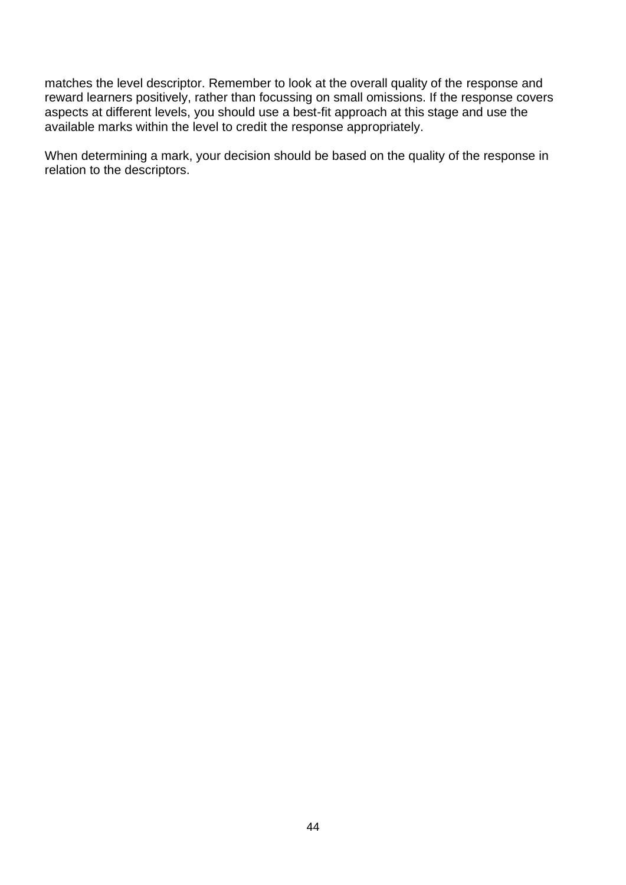matches the level descriptor. Remember to look at the overall quality of the response and reward learners positively, rather than focussing on small omissions. If the response covers aspects at different levels, you should use a best-fit approach at this stage and use the available marks within the level to credit the response appropriately.

When determining a mark, your decision should be based on the quality of the response in relation to the descriptors.